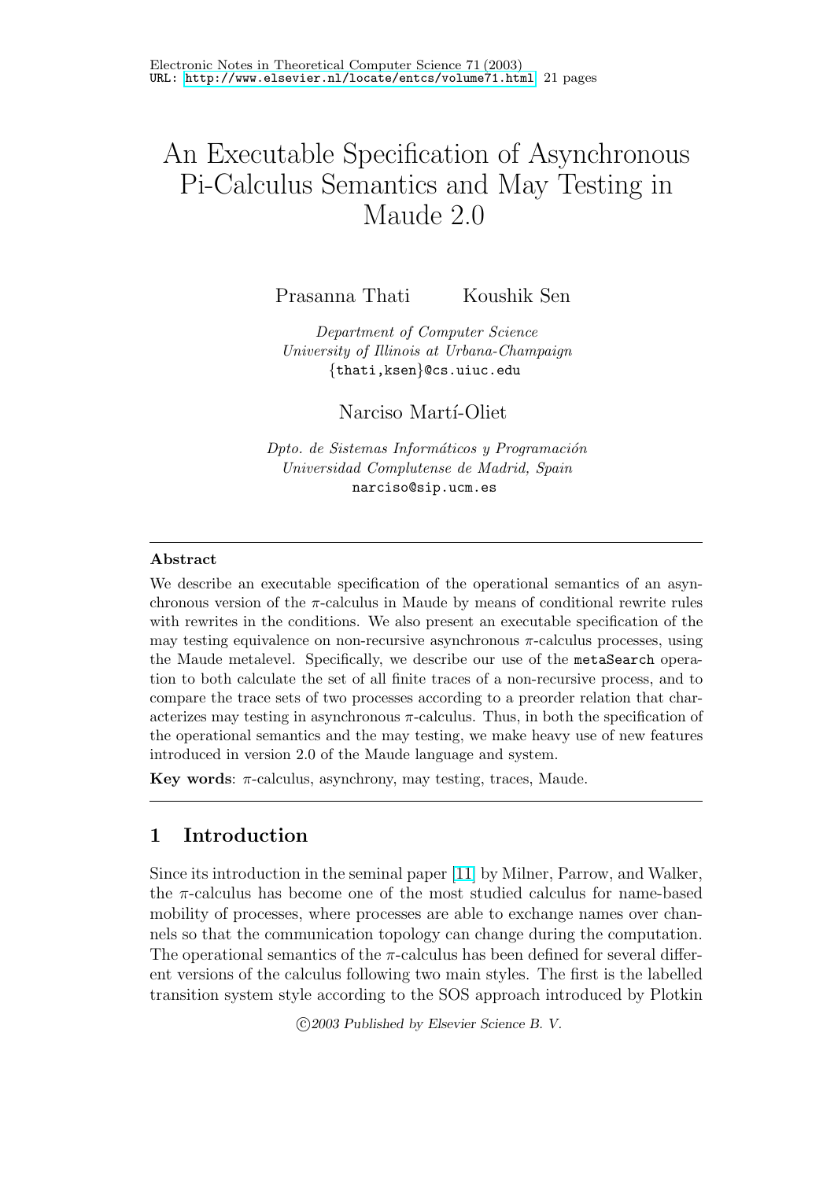# An Executable Specification of Asynchronous Pi-Calculus Semantics and May Testing in Maude 2.0

Prasanna Thati  Koushik Sen

*Department of Computer Science*
*University of Illinois at Urbana-Champaign*
{thati,ksen}@cs.uiuc.edu

Narciso Martí-Oliet

*Dpto. de Sistemas Informáticos y Programación*
*Universidad Complutense de Madrid, Spain*
narciso@sip.ucm.es

## Abstract

We describe an executable specification of the operational semantics of an asynchronous version of the $\pi$-calculus in Maude by means of conditional rewrite rules with rewrites in the conditions. We also present an executable specification of the may testing equivalence on non-recursive asynchronous $\pi$-calculus processes, using the Maude metalevel. Specifically, we describe our use of the `metaSearch` operation to both calculate the set of all finite traces of a non-recursive process, and to compare the trace sets of two processes according to a preorder relation that characterizes may testing in asynchronous $\pi$-calculus. Thus, in both the specification of the operational semantics and the may testing, we make heavy use of new features introduced in version 2.0 of the Maude language and system.

**Key words**: $\pi$-calculus, asynchrony, may testing, traces, Maude.

## 1 Introduction

Since its introduction in the seminal paper [11] by Milner, Parrow, and Walker, the $\pi$-calculus has become one of the most studied calculus for name-based mobility of processes, where processes are able to exchange names over channels so that the communication topology can change during the computation. The operational semantics of the $\pi$-calculus has been defined for several different versions of the calculus following two main styles. The first is the labelled transition system style according to the SOS approach introduced by Plotkin

©2003 Published by Elsevier Science B. V.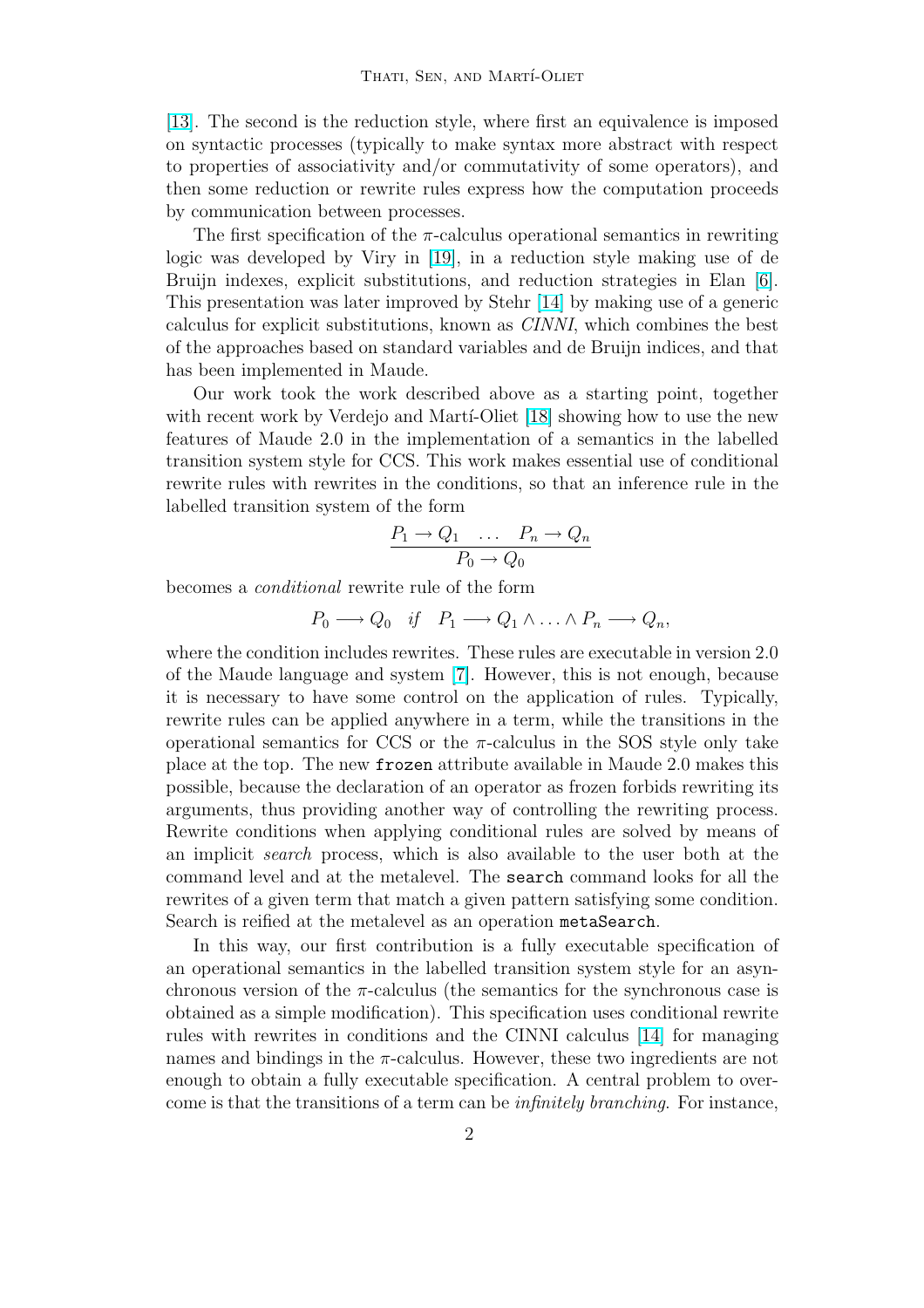[13]. The second is the reduction style, where first an equivalence is imposed on syntactic processes (typically to make syntax more abstract with respect to properties of associativity and/or commutativity of some operators), and then some reduction or rewrite rules express how the computation proceeds by communication between processes.

The first specification of the $\pi$-calculus operational semantics in rewriting logic was developed by Viry in [19], in a reduction style making use of de Bruijn indexes, explicit substitutions, and reduction strategies in Elan [6]. This presentation was later improved by Stehr [14] by making use of a generic calculus for explicit substitutions, known as *CINNI*, which combines the best of the approaches based on standard variables and de Bruijn indices, and that has been implemented in Maude.

Our work took the work described above as a starting point, together with recent work by Verdejo and Martí-Oliet [18] showing how to use the new features of Maude 2.0 in the implementation of a semantics in the labelled transition system style for CCS. This work makes essential use of conditional rewrite rules with rewrites in the conditions, so that an inference rule in the labelled transition system of the form

$$\frac{P_1 \rightarrow Q_1 \quad \dots \quad P_n \rightarrow Q_n}{P_0 \rightarrow Q_0}$$

becomes a *conditional* rewrite rule of the form

$$P_0 \longrightarrow Q_0 \quad \textit{if} \quad P_1 \longrightarrow Q_1 \wedge \dots \wedge P_n \longrightarrow Q_n,$$

where the condition includes rewrites. These rules are executable in version 2.0 of the Maude language and system [7]. However, this is not enough, because it is necessary to have some control on the application of rules. Typically, rewrite rules can be applied anywhere in a term, while the transitions in the operational semantics for CCS or the $\pi$-calculus in the SOS style only take place at the top. The new `frozen` attribute available in Maude 2.0 makes this possible, because the declaration of an operator as frozen forbids rewriting its arguments, thus providing another way of controlling the rewriting process. Rewrite conditions when applying conditional rules are solved by means of an implicit *search* process, which is also available to the user both at the command level and at the metalevel. The `search` command looks for all the rewrites of a given term that match a given pattern satisfying some condition. Search is reified at the metalevel as an operation `metaSearch`.

In this way, our first contribution is a fully executable specification of an operational semantics in the labelled transition system style for an asynchronous version of the $\pi$-calculus (the semantics for the synchronous case is obtained as a simple modification). This specification uses conditional rewrite rules with rewrites in conditions and the CINNI calculus [14] for managing names and bindings in the $\pi$-calculus. However, these two ingredients are not enough to obtain a fully executable specification. A central problem to overcome is that the transitions of a term can be *infinitely branching*. For instance,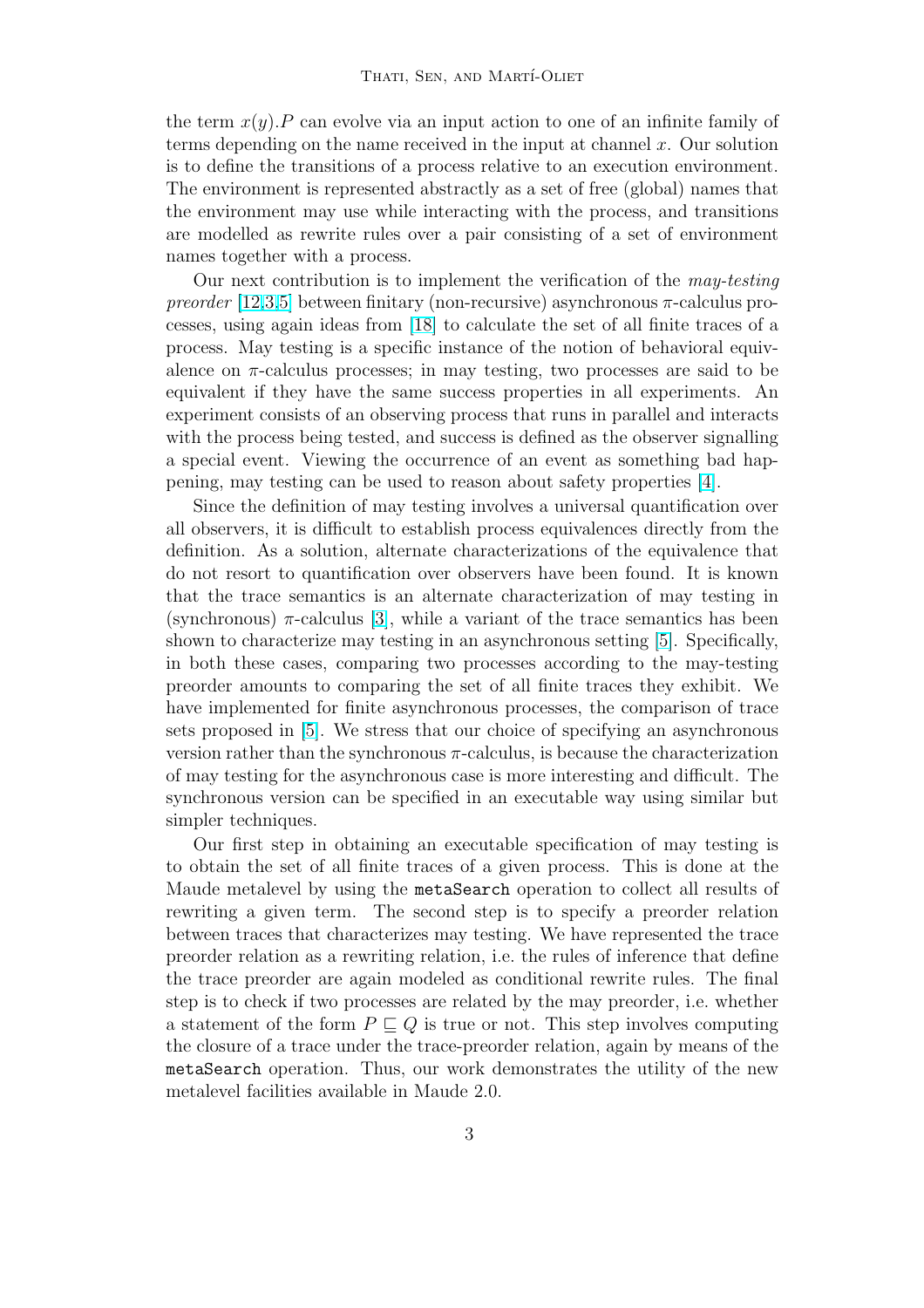the term $x(y).P$ can evolve via an input action to one of an infinite family of terms depending on the name received in the input at channel $x$. Our solution is to define the transitions of a process relative to an execution environment. The environment is represented abstractly as a set of free (global) names that the environment may use while interacting with the process, and transitions are modelled as rewrite rules over a pair consisting of a set of environment names together with a process.

Our next contribution is to implement the verification of the *may-testing preorder* [12,3,5] between finitary (non-recursive) asynchronous $\pi$-calculus processes, using again ideas from [18] to calculate the set of all finite traces of a process. May testing is a specific instance of the notion of behavioral equivalence on $\pi$-calculus processes; in may testing, two processes are said to be equivalent if they have the same success properties in all experiments. An experiment consists of an observing process that runs in parallel and interacts with the process being tested, and success is defined as the observer signalling a special event. Viewing the occurrence of an event as something bad happening, may testing can be used to reason about safety properties [4].

Since the definition of may testing involves a universal quantification over all observers, it is difficult to establish process equivalences directly from the definition. As a solution, alternate characterizations of the equivalence that do not resort to quantification over observers have been found. It is known that the trace semantics is an alternate characterization of may testing in (synchronous) $\pi$-calculus [3], while a variant of the trace semantics has been shown to characterize may testing in an asynchronous setting [5]. Specifically, in both these cases, comparing two processes according to the may-testing preorder amounts to comparing the set of all finite traces they exhibit. We have implemented for finite asynchronous processes, the comparison of trace sets proposed in [5]. We stress that our choice of specifying an asynchronous version rather than the synchronous $\pi$-calculus, is because the characterization of may testing for the asynchronous case is more interesting and difficult. The synchronous version can be specified in an executable way using similar but simpler techniques.

Our first step in obtaining an executable specification of may testing is to obtain the set of all finite traces of a given process. This is done at the Maude metalevel by using the `metaSearch` operation to collect all results of rewriting a given term. The second step is to specify a preorder relation between traces that characterizes may testing. We have represented the trace preorder relation as a rewriting relation, i.e. the rules of inference that define the trace preorder are again modeled as conditional rewrite rules. The final step is to check if two processes are related by the may preorder, i.e. whether a statement of the form $P \sqsubseteq Q$ is true or not. This step involves computing the closure of a trace under the trace-preorder relation, again by means of the `metaSearch` operation. Thus, our work demonstrates the utility of the new metalevel facilities available in Maude 2.0.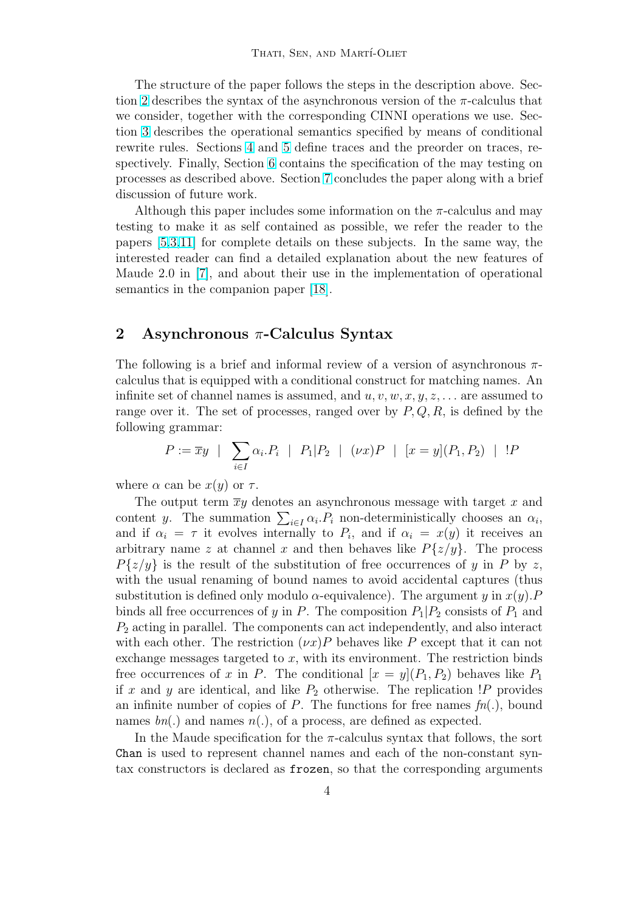The structure of the paper follows the steps in the description above. Section 2 describes the syntax of the asynchronous version of the $\pi$-calculus that we consider, together with the corresponding CINNI operations we use. Section 3 describes the operational semantics specified by means of conditional rewrite rules. Sections 4 and 5 define traces and the preorder on traces, respectively. Finally, Section 6 contains the specification of the may testing on processes as described above. Section 7 concludes the paper along with a brief discussion of future work.

Although this paper includes some information on the $\pi$-calculus and may testing to make it as self contained as possible, we refer the reader to the papers [5,3,11] for complete details on these subjects. In the same way, the interested reader can find a detailed explanation about the new features of Maude 2.0 in [7], and about their use in the implementation of operational semantics in the companion paper [18].

## 2 Asynchronous $\pi$-Calculus Syntax

The following is a brief and informal review of a version of asynchronous $\pi$-calculus that is equipped with a conditional construct for matching names. An infinite set of channel names is assumed, and $u, v, w, x, y, z, \ldots$ are assumed to range over it. The set of processes, ranged over by $P, Q, R$, is defined by the following grammar:

$$P := \overline{x}y \;\mid\; \sum_{i \in I} \alpha_i.P_i \;\mid\; P_1|P_2 \;\mid\; (\nu x)P \;\mid\; [x = y](P_1, P_2) \;\mid\; !P$$

where $\alpha$ can be $x(y)$ or $\tau$.

The output term $\overline{x}y$ denotes an asynchronous message with target $x$ and content $y$. The summation $\sum_{i \in I} \alpha_i.P_i$ non-deterministically chooses an $\alpha_i$, and if $\alpha_i = \tau$ it evolves internally to $P_i$, and if $\alpha_i = x(y)$ it receives an arbitrary name $z$ at channel $x$ and then behaves like $P\{z/y\}$. The process $P\{z/y\}$ is the result of the substitution of free occurrences of $y$ in $P$ by $z$, with the usual renaming of bound names to avoid accidental captures (thus substitution is defined only modulo $\alpha$-equivalence). The argument $y$ in $x(y).P$ binds all free occurrences of $y$ in $P$. The composition $P_1|P_2$ consists of $P_1$ and $P_2$ acting in parallel. The components can act independently, and also interact with each other. The restriction $(\nu x)P$ behaves like $P$ except that it can not exchange messages targeted to $x$, with its environment. The restriction binds free occurrences of $x$ in $P$. The conditional $[x = y](P_1, P_2)$ behaves like $P_1$ if $x$ and $y$ are identical, and like $P_2$ otherwise. The replication $!P$ provides an infinite number of copies of $P$. The functions for free names $fn(.)$, bound names $bn(.)$ and names $n(.)$, of a process, are defined as expected.

In the Maude specification for the $\pi$-calculus syntax that follows, the sort `Chan` is used to represent channel names and each of the non-constant syntax constructors is declared as `frozen`, so that the corresponding arguments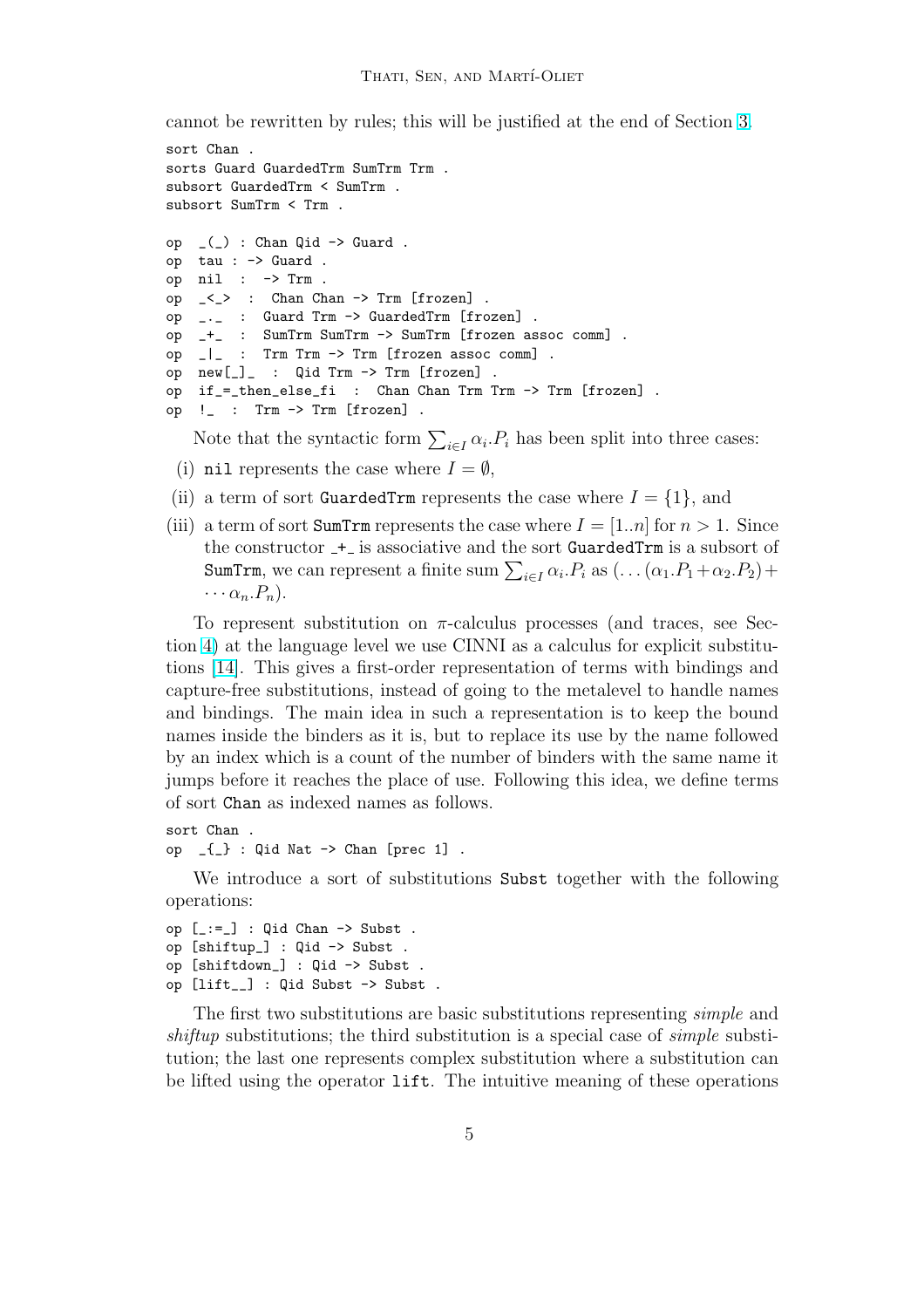cannot be rewritten by rules; this will be justified at the end of Section 3.

```
sort Chan .
sorts Guard GuardedTrm SumTrm Trm .
subsort GuardedTrm < SumTrm .
subsort SumTrm < Trm .

op  _(_) : Chan Qid -> Guard .
op  tau : -> Guard .
op  nil  :  -> Trm .
op  _<_>  :  Chan Chan -> Trm [frozen] .
op  _._  :  Guard Trm -> GuardedTrm [frozen] .
op  _+_  :  SumTrm SumTrm -> SumTrm [frozen assoc comm] .
op  _|_  :  Trm Trm -> Trm [frozen assoc comm] .
op  new[_]_  :  Qid Trm -> Trm [frozen] .
op  if_=_then_else_fi  :  Chan Chan Trm Trm -> Trm [frozen] .
op  !_  :  Trm -> Trm [frozen] .
```

Note that the syntactic form $\sum_{i \in I} \alpha_i.P_i$ has been split into three cases:

(i) `nil` represents the case where $I = \emptyset$,

(ii) a term of sort `GuardedTrm` represents the case where $I = \{1\}$, and

(iii) a term of sort `SumTrm` represents the case where $I = [1..n]$ for $n > 1$. Since the constructor `_+_` is associative and the sort `GuardedTrm` is a subsort of `SumTrm`, we can represent a finite sum $\sum_{i \in I} \alpha_i.P_i$ as $(\ldots(\alpha_1.P_1 + \alpha_2.P_2) + \cdots \alpha_n.P_n)$.

To represent substitution on $\pi$-calculus processes (and traces, see Section 4) at the language level we use CINNI as a calculus for explicit substitutions [14]. This gives a first-order representation of terms with bindings and capture-free substitutions, instead of going to the metalevel to handle names and bindings. The main idea in such a representation is to keep the bound names inside the binders as it is, but to replace its use by the name followed by an index which is a count of the number of binders with the same name it jumps before it reaches the place of use. Following this idea, we define terms of sort `Chan` as indexed names as follows.

```
sort Chan .
op  _{_} : Qid Nat -> Chan [prec 1] .
```

We introduce a sort of substitutions `Subst` together with the following operations:

```
op [_:=_] : Qid Chan -> Subst .
op [shiftup_] : Qid -> Subst .
op [shiftdown_] : Qid -> Subst .
op [lift__] : Qid Subst -> Subst .
```

The first two substitutions are basic substitutions representing *simple* and *shiftup* substitutions; the third substitution is a special case of *simple* substitution; the last one represents complex substitution where a substitution can be lifted using the operator `lift`. The intuitive meaning of these operations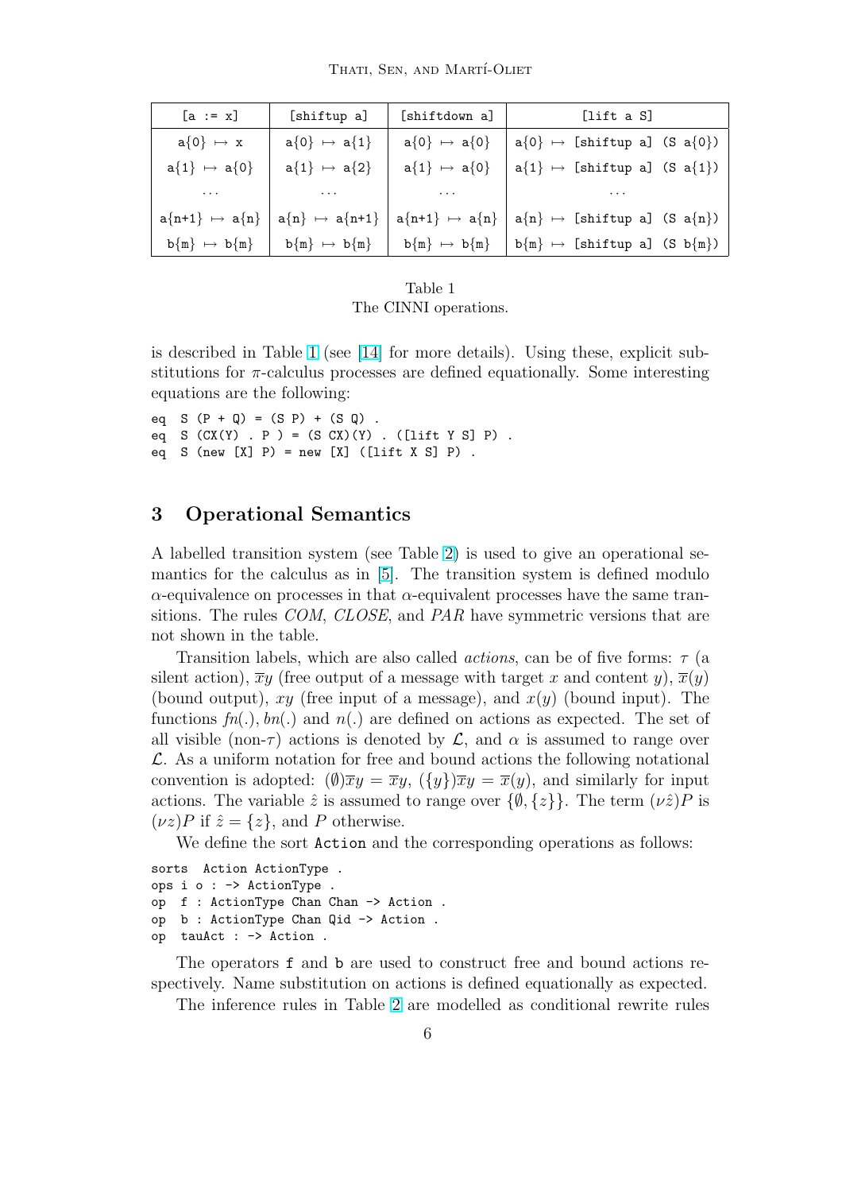| [a := x] | [shiftup a] | [shiftdown a] | [lift a S] |
|---|---|---|---|
| a{0} ↦ x | a{0} ↦ a{1} | a{0} ↦ a{0} | a{0} ↦ [shiftup a] (S a{0}) |
| a{1} ↦ a{0} | a{1} ↦ a{2} | a{1} ↦ a{0} | a{1} ↦ [shiftup a] (S a{1}) |
| ... | ... | ... | ... |
| a{n+1} ↦ a{n} | a{n} ↦ a{n+1} | a{n+1} ↦ a{n} | a{n} ↦ [shiftup a] (S a{n}) |
| b{m} ↦ b{m} | b{m} ↦ b{m} | b{m} ↦ b{m} | b{m} ↦ [shiftup a] (S b{m}) |

Table 1
The CINNI operations.

is described in Table 1 (see [14] for more details). Using these, explicit substitutions for $\pi$-calculus processes are defined equationally. Some interesting equations are the following:

```
eq  S (P + Q) = (S P) + (S Q) .
eq  S (CX(Y) . P ) = (S CX)(Y) . ([lift Y S] P) .
eq  S (new [X] P) = new [X] ([lift X S] P) .
```

## 3 Operational Semantics

A labelled transition system (see Table 2) is used to give an operational semantics for the calculus as in [5]. The transition system is defined modulo $\alpha$-equivalence on processes in that $\alpha$-equivalent processes have the same transitions. The rules *COM*, *CLOSE*, and *PAR* have symmetric versions that are not shown in the table.

Transition labels, which are also called *actions*, can be of five forms: $\tau$ (a silent action), $\overline{x}y$ (free output of a message with target $x$ and content $y$), $\overline{x}(y)$ (bound output), $xy$ (free input of a message), and $x(y)$ (bound input). The functions $fn(.)$, $bn(.)$ and $n(.)$ are defined on actions as expected. The set of all visible (non-$\tau$) actions is denoted by $\mathcal{L}$, and $\alpha$ is assumed to range over $\mathcal{L}$. As a uniform notation for free and bound actions the following notational convention is adopted: $(\emptyset)\overline{x}y = \overline{x}y$, $(\{y\})\overline{x}y = \overline{x}(y)$, and similarly for input actions. The variable $\hat{z}$ is assumed to range over $\{\emptyset, \{z\}\}$. The term $(\nu\hat{z})P$ is $(\nu z)P$ if $\hat{z} = \{z\}$, and $P$ otherwise.

We define the sort Action and the corresponding operations as follows:

```
sorts  Action ActionType .
ops i o : -> ActionType .
op  f : ActionType Chan Chan -> Action .
op  b : ActionType Chan Qid -> Action .
op  tauAct : -> Action .
```

The operators f and b are used to construct free and bound actions respectively. Name substitution on actions is defined equationally as expected.

The inference rules in Table 2 are modelled as conditional rewrite rules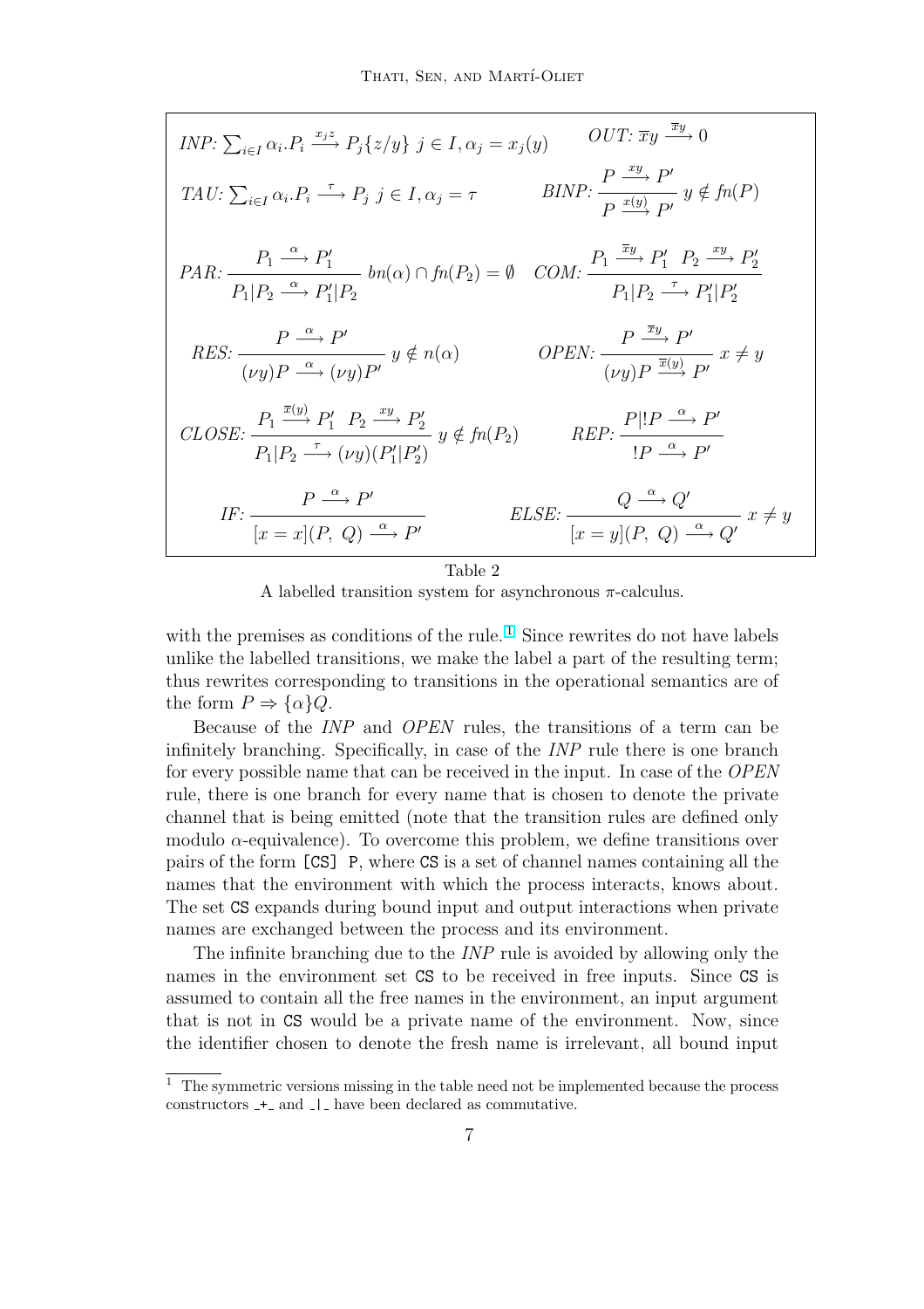$$\mathit{INP}\text{: } \sum_{i \in I} \alpha_i.P_i \xrightarrow{x_j z} P_j\{z/y\} \;\; j \in I, \alpha_j = x_j(y) \qquad \mathit{OUT}\text{: } \overline{x}y \xrightarrow{\overline{x}y} 0$$

$$\mathit{TAU}\text{: } \sum_{i \in I} \alpha_i.P_i \xrightarrow{\tau} P_j \;\; j \in I, \alpha_j = \tau \qquad \mathit{BINP}\text{: } \frac{P \xrightarrow{xy} P'}{P \xrightarrow{x(y)} P'} \; y \notin \mathit{fn}(P)$$

$$\mathit{PAR}\text{: } \frac{P_1 \xrightarrow{\alpha} P_1'}{P_1|P_2 \xrightarrow{\alpha} P_1'|P_2} \; \mathit{bn}(\alpha) \cap \mathit{fn}(P_2) = \emptyset \qquad \mathit{COM}\text{: } \frac{P_1 \xrightarrow{\overline{x}y} P_1' \quad P_2 \xrightarrow{xy} P_2'}{P_1|P_2 \xrightarrow{\tau} P_1'|P_2'}$$

$$\mathit{RES}\text{: } \frac{P \xrightarrow{\alpha} P'}{(\nu y)P \xrightarrow{\alpha} (\nu y)P'} \; y \notin n(\alpha) \qquad \mathit{OPEN}\text{: } \frac{P \xrightarrow{\overline{x}y} P'}{(\nu y)P \xrightarrow{\overline{x}(y)} P'} \; x \neq y$$

$$\mathit{CLOSE}\text{: } \frac{P_1 \xrightarrow{\overline{x}(y)} P_1' \quad P_2 \xrightarrow{xy} P_2'}{P_1|P_2 \xrightarrow{\tau} (\nu y)(P_1'|P_2')} \; y \notin \mathit{fn}(P_2) \qquad \mathit{REP}\text{: } \frac{P|!P \xrightarrow{\alpha} P'}{!P \xrightarrow{\alpha} P'}$$

$$\mathit{IF}\text{: } \frac{P \xrightarrow{\alpha} P'}{[x = x](P,\ Q) \xrightarrow{\alpha} P'} \qquad \mathit{ELSE}\text{: } \frac{Q \xrightarrow{\alpha} Q'}{[x = y](P,\ Q) \xrightarrow{\alpha} Q'} \; x \neq y$$

Table 2

A labelled transition system for asynchronous $\pi$-calculus.

with the premises as conditions of the rule.[1] Since rewrites do not have labels unlike the labelled transitions, we make the label a part of the resulting term; thus rewrites corresponding to transitions in the operational semantics are of the form $P \Rightarrow \{\alpha\}Q$.

Because of the *INP* and *OPEN* rules, the transitions of a term can be infinitely branching. Specifically, in case of the *INP* rule there is one branch for every possible name that can be received in the input. In case of the *OPEN* rule, there is one branch for every name that is chosen to denote the private channel that is being emitted (note that the transition rules are defined only modulo $\alpha$-equivalence). To overcome this problem, we define transitions over pairs of the form `[CS] P`, where `CS` is a set of channel names containing all the names that the environment with which the process interacts, knows about. The set `CS` expands during bound input and output interactions when private names are exchanged between the process and its environment.

The infinite branching due to the *INP* rule is avoided by allowing only the names in the environment set `CS` to be received in free inputs. Since `CS` is assumed to contain all the free names in the environment, an input argument that is not in `CS` would be a private name of the environment. Now, since the identifier chosen to denote the fresh name is irrelevant, all bound input

[1] The symmetric versions missing in the table need not be implemented because the process constructors _+_ and _|_ have been declared as commutative.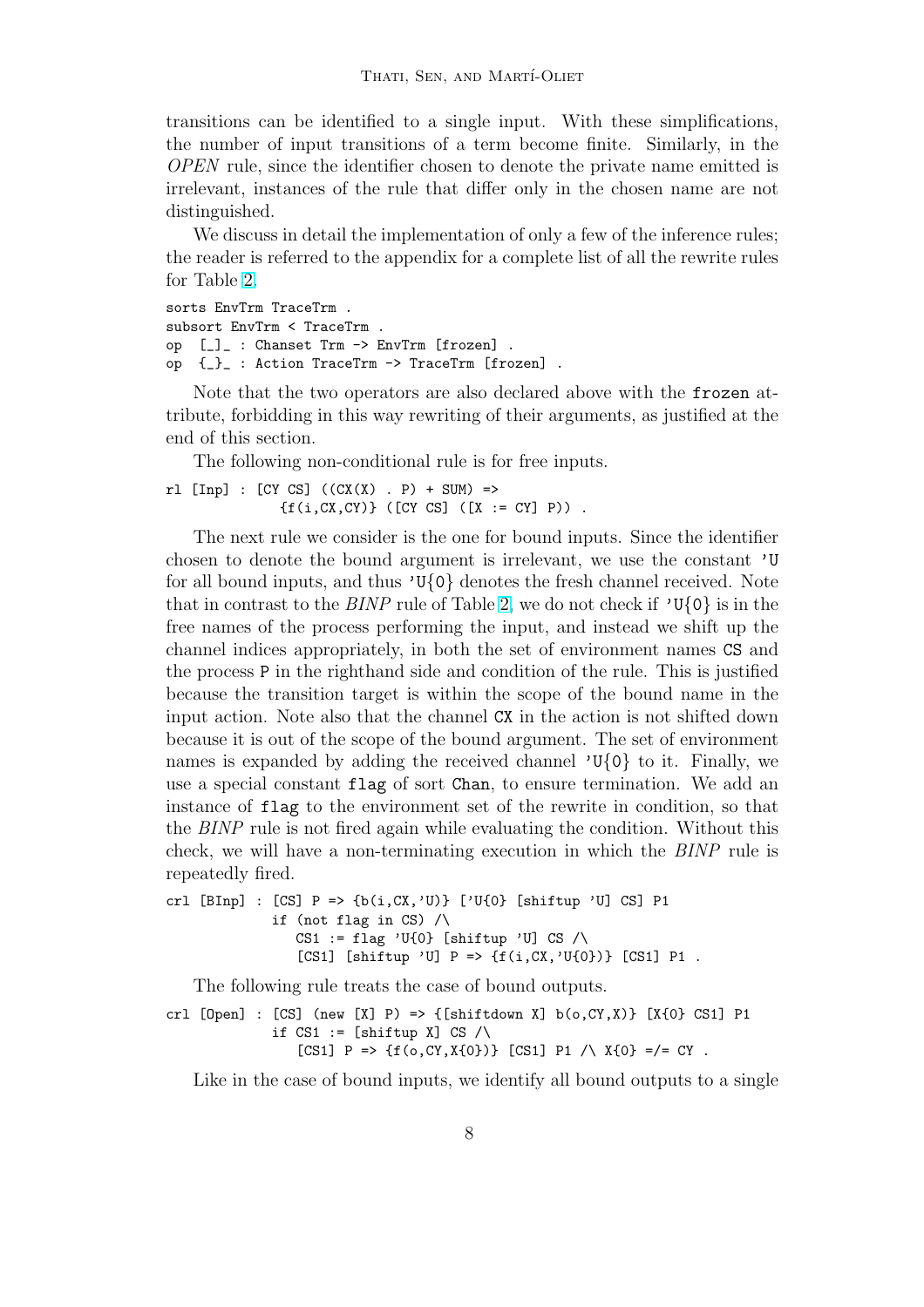transitions can be identified to a single input. With these simplifications, the number of input transitions of a term become finite. Similarly, in the *OPEN* rule, since the identifier chosen to denote the private name emitted is irrelevant, instances of the rule that differ only in the chosen name are not distinguished.

We discuss in detail the implementation of only a few of the inference rules; the reader is referred to the appendix for a complete list of all the rewrite rules for Table 2.

```
sorts EnvTrm TraceTrm .
subsort EnvTrm < TraceTrm .
op  [_]_ : Chanset Trm -> EnvTrm [frozen] .
op  {_}_ : Action TraceTrm -> TraceTrm [frozen] .
```

Note that the two operators are also declared above with the `frozen` attribute, forbidding in this way rewriting of their arguments, as justified at the end of this section.

The following non-conditional rule is for free inputs.

```
rl [Inp] : [CY CS] ((CX(X) . P) + SUM) =>
             {f(i,CX,CY)} ([CY CS] ([X := CY] P)) .
```

The next rule we consider is the one for bound inputs. Since the identifier chosen to denote the bound argument is irrelevant, we use the constant `'U` for all bound inputs, and thus `'U{0}` denotes the fresh channel received. Note that in contrast to the *BINP* rule of Table 2, we do not check if `'U{0}` is in the free names of the process performing the input, and instead we shift up the channel indices appropriately, in both the set of environment names `CS` and the process `P` in the righthand side and condition of the rule. This is justified because the transition target is within the scope of the bound name in the input action. Note also that the channel `CX` in the action is not shifted down because it is out of the scope of the bound argument. The set of environment names is expanded by adding the received channel `'U{0}` to it. Finally, we use a special constant `flag` of sort `Chan`, to ensure termination. We add an instance of `flag` to the environment set of the rewrite in condition, so that the *BINP* rule is not fired again while evaluating the condition. Without this check, we will have a non-terminating execution in which the *BINP* rule is repeatedly fired.

```
crl [BInp] : [CS] P => {b(i,CX,'U)} ['U{0} [shiftup 'U] CS] P1
             if (not flag in CS) /\
                CS1 := flag 'U{0} [shiftup 'U] CS /\
                [CS1] [shiftup 'U] P => {f(i,CX,'U{0})} [CS1] P1 .
```

The following rule treats the case of bound outputs.

```
crl [Open] : [CS] (new [X] P) => {[shiftdown X] b(o,CY,X)} [X{0} CS1] P1
             if CS1 := [shiftup X] CS /\
                [CS1] P => {f(o,CY,X{0})} [CS1] P1 /\ X{0} =/= CY .
```

Like in the case of bound inputs, we identify all bound outputs to a single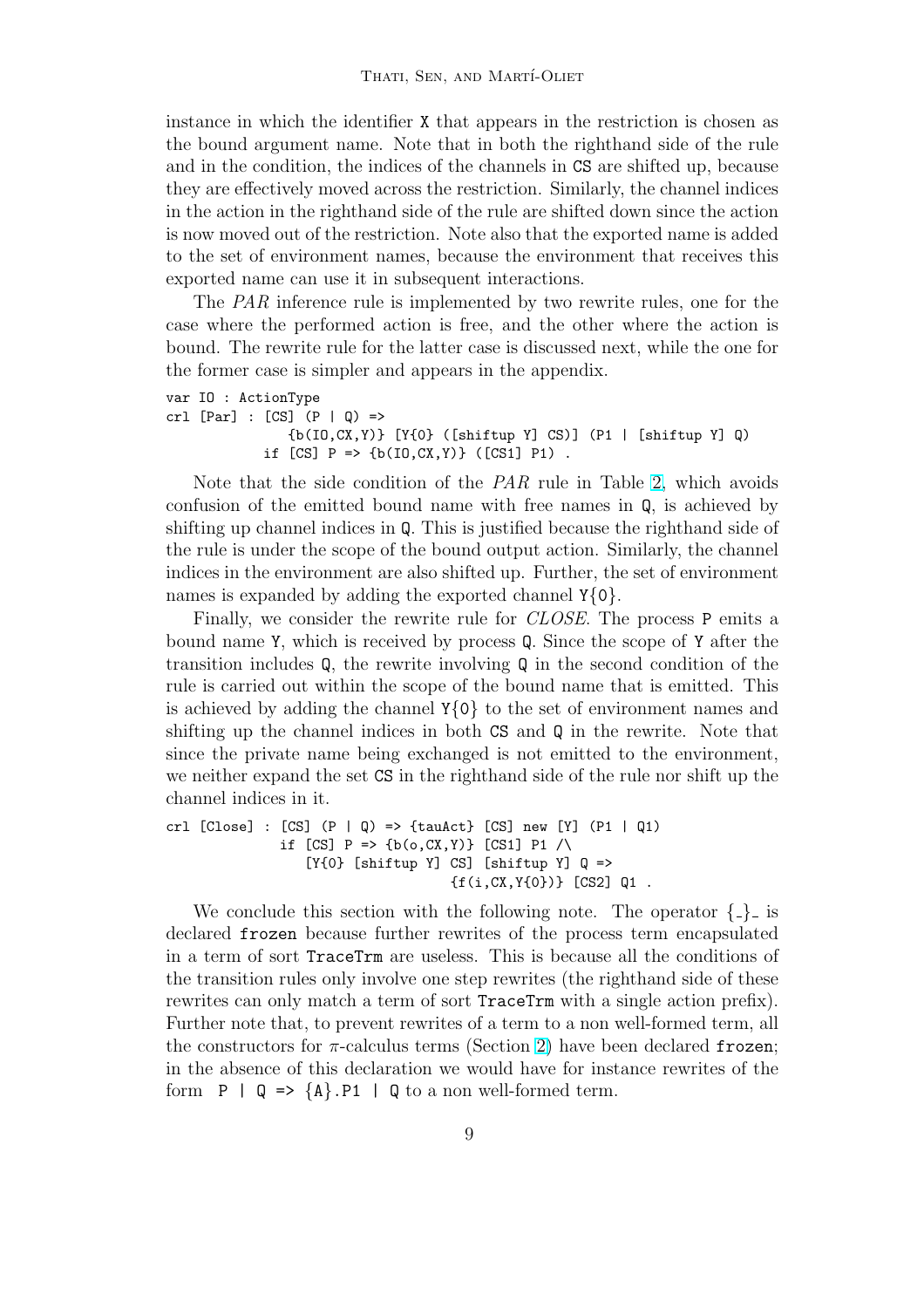instance in which the identifier X that appears in the restriction is chosen as the bound argument name. Note that in both the righthand side of the rule and in the condition, the indices of the channels in CS are shifted up, because they are effectively moved across the restriction. Similarly, the channel indices in the action in the righthand side of the rule are shifted down since the action is now moved out of the restriction. Note also that the exported name is added to the set of environment names, because the environment that receives this exported name can use it in subsequent interactions.

The *PAR* inference rule is implemented by two rewrite rules, one for the case where the performed action is free, and the other where the action is bound. The rewrite rule for the latter case is discussed next, while the one for the former case is simpler and appears in the appendix.

```
var IO : ActionType
crl [Par] : [CS] (P | Q) =>
              {b(IO,CX,Y)} [Y{0} ([shiftup Y] CS)] (P1 | [shiftup Y] Q)
            if [CS] P => {b(IO,CX,Y)} ([CS1] P1) .
```

Note that the side condition of the *PAR* rule in Table 2, which avoids confusion of the emitted bound name with free names in Q, is achieved by shifting up channel indices in Q. This is justified because the righthand side of the rule is under the scope of the bound output action. Similarly, the channel indices in the environment are also shifted up. Further, the set of environment names is expanded by adding the exported channel Y{0}.

Finally, we consider the rewrite rule for *CLOSE*. The process P emits a bound name Y, which is received by process Q. Since the scope of Y after the transition includes Q, the rewrite involving Q in the second condition of the rule is carried out within the scope of the bound name that is emitted. This is achieved by adding the channel Y{0} to the set of environment names and shifting up the channel indices in both CS and Q in the rewrite. Note that since the private name being exchanged is not emitted to the environment, we neither expand the set CS in the righthand side of the rule nor shift up the channel indices in it.

```
crl [Close] : [CS] (P | Q) => {tauAct} [CS] new [Y] (P1 | Q1)
              if [CS] P => {b(o,CX,Y)} [CS1] P1 /\
                 [Y{0} [shiftup Y] CS] [shiftup Y] Q =>
                                  {f(i,CX,Y{0})} [CS2] Q1 .
```

We conclude this section with the following note. The operator $\{\_\}\_$ is declared frozen because further rewrites of the process term encapsulated in a term of sort TraceTrm are useless. This is because all the conditions of the transition rules only involve one step rewrites (the righthand side of these rewrites can only match a term of sort TraceTrm with a single action prefix). Further note that, to prevent rewrites of a term to a non well-formed term, all the constructors for $\pi$-calculus terms (Section 2) have been declared frozen; in the absence of this declaration we would have for instance rewrites of the form `P | Q => {A}.P1 | Q` to a non well-formed term.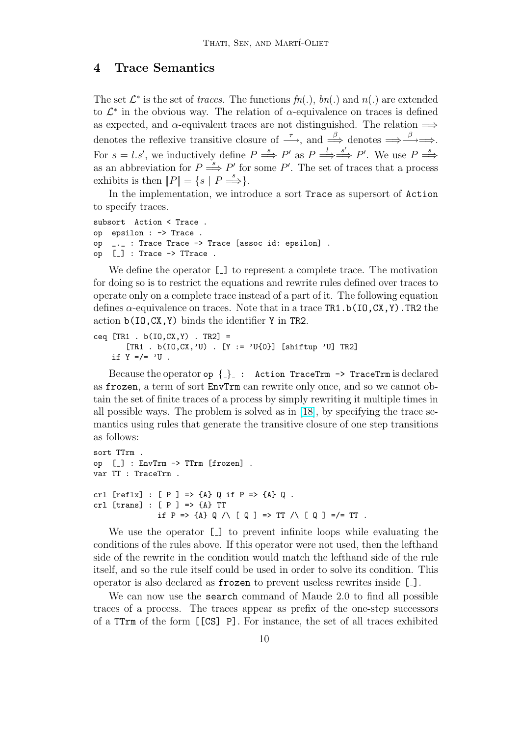## 4 Trace Semantics

The set $\mathcal{L}^*$ is the set of *traces*. The functions $fn(.)$, $bn(.)$ and $n(.)$ are extended to $\mathcal{L}^*$ in the obvious way. The relation of $\alpha$-equivalence on traces is defined as expected, and $\alpha$-equivalent traces are not distinguished. The relation $\Longrightarrow$ denotes the reflexive transitive closure of $\xrightarrow{\tau}$, and $\xRightarrow{\beta}$ denotes $\Longrightarrow\xrightarrow{\beta}\Longrightarrow$. For $s = l.s'$, we inductively define $P \xRightarrow{s} P'$ as $P \xRightarrow{l}\xRightarrow{s'} P'$. We use $P \xRightarrow{s}$ as an abbreviation for $P \xRightarrow{s} P'$ for some $P'$. The set of traces that a process exhibits is then $[\![P]\!] = \{s \mid P \xRightarrow{s}\}$.

In the implementation, we introduce a sort `Trace` as supersort of `Action` to specify traces.

```
subsort  Action < Trace .
op  epsilon : -> Trace .
op  _._ : Trace Trace -> Trace [assoc id: epsilon] .
op  [_] : Trace -> TTrace .
```

We define the operator `[_]` to represent a complete trace. The motivation for doing so is to restrict the equations and rewrite rules defined over traces to operate only on a complete trace instead of a part of it. The following equation defines $\alpha$-equivalence on traces. Note that in a trace `TR1.b(IO,CX,Y).TR2` the action `b(IO,CX,Y)` binds the identifier `Y` in `TR2`.

```
ceq [TR1 . b(IO,CX,Y) . TR2] =
      [TR1 . b(IO,CX,'U) . [Y := 'U{0}] [shiftup 'U] TR2]
   if Y =/= 'U .
```

Because the operator `op {_}_ : Action TraceTrm -> TraceTrm` is declared as `frozen`, a term of sort `EnvTrm` can rewrite only once, and so we cannot obtain the set of finite traces of a process by simply rewriting it multiple times in all possible ways. The problem is solved as in [18], by specifying the trace semantics using rules that generate the transitive closure of one step transitions as follows:

```
sort TTrm .
op  [_] : EnvTrm -> TTrm [frozen] .
var TT : TraceTrm .

crl [reflx] : [ P ] => {A} Q if P => {A} Q .
crl [trans] : [ P ] => {A} TT
              if P => {A} Q /\ [ Q ] => TT /\ [ Q ] =/= TT .
```

We use the operator `[_]` to prevent infinite loops while evaluating the conditions of the rules above. If this operator were not used, then the lefthand side of the rewrite in the condition would match the lefthand side of the rule itself, and so the rule itself could be used in order to solve its condition. This operator is also declared as `frozen` to prevent useless rewrites inside `[_]`.

We can now use the `search` command of Maude 2.0 to find all possible traces of a process. The traces appear as prefix of the one-step successors of a `TTrm` of the form `[[CS] P]`. For instance, the set of all traces exhibited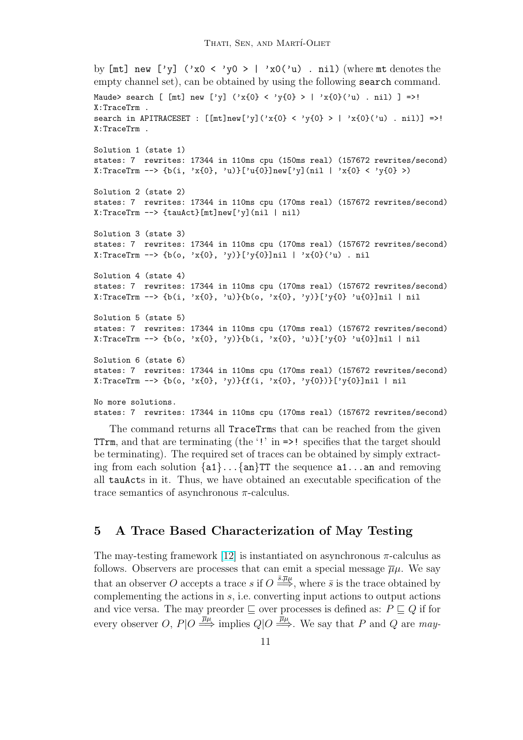by `[mt] new ['y] ('x0 < 'y0 > | 'x0('u) . nil)` (where `mt` denotes the empty channel set), can be obtained by using the following `search` command.

```
Maude> search [ [mt] new ['y] ('x{0} < 'y{0} > | 'x{0}('u) . nil) ] =>!
X:TraceTrm .
search in APITRACESET : [[mt]new['y]('x{0} < 'y{0} > | 'x{0}('u) . nil)] =>!
X:TraceTrm .

Solution 1 (state 1)
states: 7  rewrites: 17344 in 110ms cpu (150ms real) (157672 rewrites/second)
X:TraceTrm --> {b(i, 'x{0}, 'u)}['u{0}]new['y](nil | 'x{0} < 'y{0} >)

Solution 2 (state 2)
states: 7  rewrites: 17344 in 110ms cpu (170ms real) (157672 rewrites/second)
X:TraceTrm --> {tauAct}[mt]new['y](nil | nil)

Solution 3 (state 3)
states: 7  rewrites: 17344 in 110ms cpu (170ms real) (157672 rewrites/second)
X:TraceTrm --> {b(o, 'x{0}, 'y)}['y{0}]nil | 'x{0}('u) . nil

Solution 4 (state 4)
states: 7  rewrites: 17344 in 110ms cpu (170ms real) (157672 rewrites/second)
X:TraceTrm --> {b(i, 'x{0}, 'u)}{b(o, 'x{0}, 'y)}['y{0} 'u{0}]nil | nil

Solution 5 (state 5)
states: 7  rewrites: 17344 in 110ms cpu (170ms real) (157672 rewrites/second)
X:TraceTrm --> {b(o, 'x{0}, 'y)}{b(i, 'x{0}, 'u)}['y{0} 'u{0}]nil | nil

Solution 6 (state 6)
states: 7  rewrites: 17344 in 110ms cpu (170ms real) (157672 rewrites/second)
X:TraceTrm --> {b(o, 'x{0}, 'y)}{f(i, 'x{0}, 'y{0})}['y{0}]nil | nil

No more solutions.
states: 7  rewrites: 17344 in 110ms cpu (170ms real) (157672 rewrites/second)
```

The command returns all `TraceTrm`s that can be reached from the given `TTrm`, and that are terminating (the '`!`' in `=>!` specifies that the target should be terminating). The required set of traces can be obtained by simply extracting from each solution `{a1}...{an}TT` the sequence `a1...an` and removing all `tauAct`s in it. Thus, we have obtained an executable specification of the trace semantics of asynchronous $\pi$-calculus.

## 5 A Trace Based Characterization of May Testing

The may-testing framework [12] is instantiated on asynchronous $\pi$-calculus as follows. Observers are processes that can emit a special message $\overline{\mu}\mu$. We say that an observer $O$ accepts a trace $s$ if $O \overset{\bar{s}.\overline{\mu}\mu}{\Longrightarrow}$, where $\bar{s}$ is the trace obtained by complementing the actions in $s$, i.e. converting input actions to output actions and vice versa. The may preorder $\sqsubseteq$ over processes is defined as: $P \sqsubseteq Q$ if for every observer $O$, $P|O \overset{\overline{\mu}\mu}{\Longrightarrow}$ implies $Q|O \overset{\overline{\mu}\mu}{\Longrightarrow}$. We say that $P$ and $Q$ are *may-*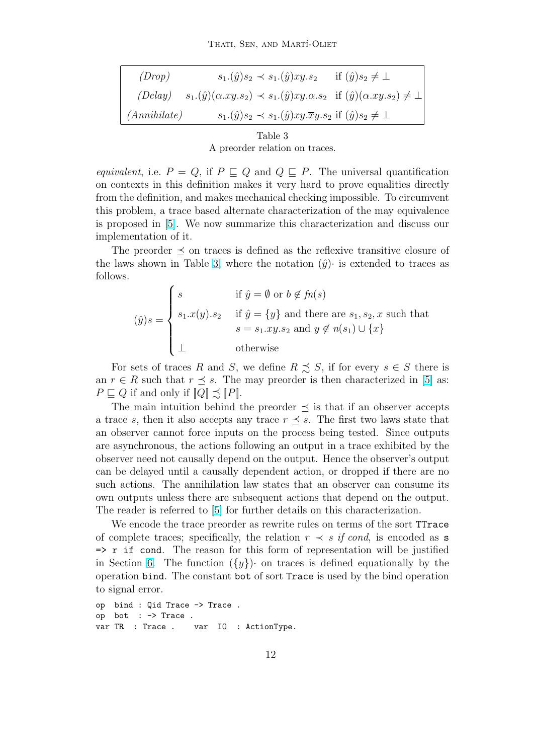| | | |
|---|---|---|
| *(Drop)* | $s_1.(\hat{y})s_2 \prec s_1.(\hat{y})xy.s_2$ | if $(\hat{y})s_2 \neq \bot$ |
| *(Delay)* | $s_1.(\hat{y})(\alpha.xy.s_2) \prec s_1.(\hat{y})xy.\alpha.s_2$ | if $(\hat{y})(\alpha.xy.s_2) \neq \bot$ |
| *(Annihilate)* | $s_1.(\hat{y})s_2 \prec s_1.(\hat{y})xy.\overline{x}y.s_2$ | if $(\hat{y})s_2 \neq \bot$ |

Table 3
A preorder relation on traces.

*equivalent*, i.e. $P = Q$, if $P \sqsubseteq Q$ and $Q \sqsubseteq P$. The universal quantification on contexts in this definition makes it very hard to prove equalities directly from the definition, and makes mechanical checking impossible. To circumvent this problem, a trace based alternate characterization of the may equivalence is proposed in [5]. We now summarize this characterization and discuss our implementation of it.

The preorder $\preceq$ on traces is defined as the reflexive transitive closure of the laws shown in Table 3, where the notation $(\hat{y})\cdot$ is extended to traces as follows.

$$(\hat{y})s = \begin{cases} s & \text{if } \hat{y} = \emptyset \text{ or } b \notin fn(s) \\ s_1.x(y).s_2 & \text{if } \hat{y} = \{y\} \text{ and there are } s_1, s_2, x \text{ such that} \\ & \quad s = s_1.xy.s_2 \text{ and } y \notin n(s_1) \cup \{x\} \\ \bot & \text{otherwise} \end{cases}$$

For sets of traces $R$ and $S$, we define $R \precsim S$, if for every $s \in S$ there is an $r \in R$ such that $r \preceq s$. The may preorder is then characterized in [5] as: $P \sqsubseteq Q$ if and only if $[\![Q]\!] \precsim [\![P]\!]$.

The main intuition behind the preorder $\preceq$ is that if an observer accepts a trace $s$, then it also accepts any trace $r \preceq s$. The first two laws state that an observer cannot force inputs on the process being tested. Since outputs are asynchronous, the actions following an output in a trace exhibited by the observer need not causally depend on the output. Hence the observer's output can be delayed until a causally dependent action, or dropped if there are no such actions. The annihilation law states that an observer can consume its own outputs unless there are subsequent actions that depend on the output. The reader is referred to [5] for further details on this characterization.

We encode the trace preorder as rewrite rules on terms of the sort `TTrace` of complete traces; specifically, the relation $r \prec s$ *if cond*, is encoded as `s => r if cond`. The reason for this form of representation will be justified in Section 6. The function $(\{y\})\cdot$ on traces is defined equationally by the operation `bind`. The constant `bot` of sort `Trace` is used by the bind operation to signal error.

```
op  bind : Qid Trace -> Trace .
op  bot  : -> Trace .
var TR  : Trace .    var  IO  : ActionType.
```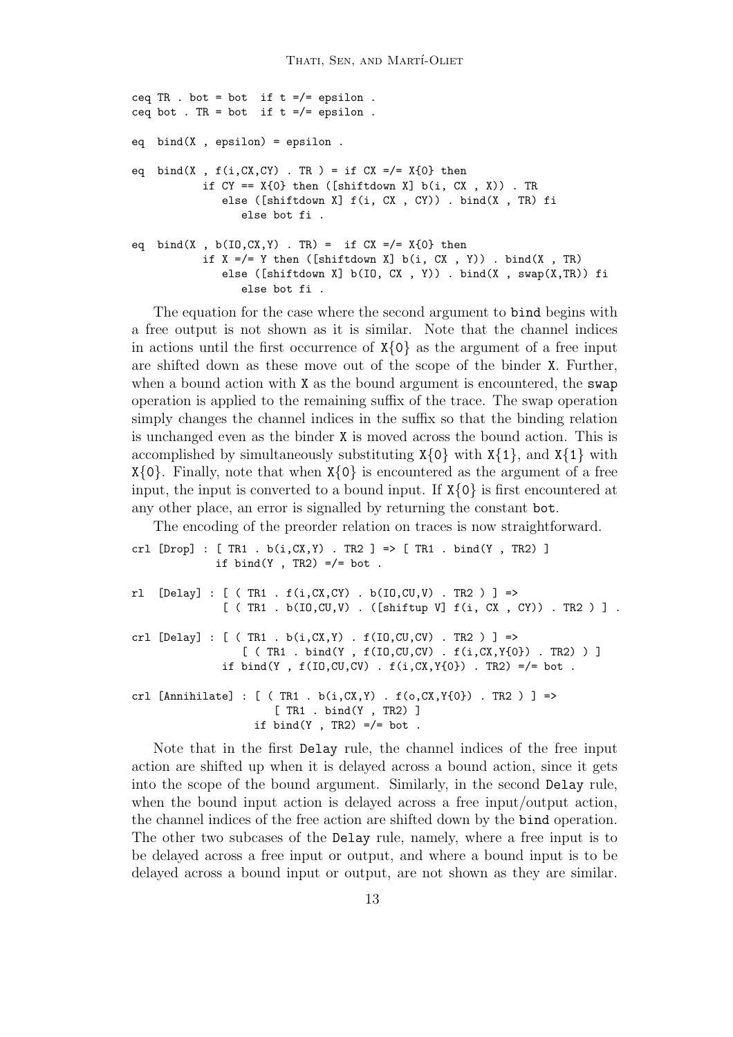```
ceq TR . bot = bot  if t =/= epsilon .
ceq bot . TR = bot  if t =/= epsilon .

eq  bind(X , epsilon) = epsilon .

eq  bind(X , f(i,CX,CY) . TR ) = if CX =/= X{0} then
          if CY == X{0} then ([shiftdown X] b(i, CX , X)) . TR
             else ([shiftdown X] f(i, CX , CY)) . bind(X , TR) fi
                else bot fi .

eq  bind(X , b(IO,CX,Y) . TR) =  if CX =/= X{0} then
          if X =/= Y then ([shiftdown X] b(i, CX , Y)) . bind(X , TR)
             else ([shiftdown X] b(IO, CX , Y)) . bind(X , swap(X,TR)) fi
                else bot fi .
```

The equation for the case where the second argument to `bind` begins with a free output is not shown as it is similar. Note that the channel indices in actions until the first occurrence of `X{0}` as the argument of a free input are shifted down as these move out of the scope of the binder `X`. Further, when a bound action with `X` as the bound argument is encountered, the `swap` operation is applied to the remaining suffix of the trace. The swap operation simply changes the channel indices in the suffix so that the binding relation is unchanged even as the binder `X` is moved across the bound action. This is accomplished by simultaneously substituting `X{0}` with `X{1}`, and `X{1}` with `X{0}`. Finally, note that when `X{0}` is encountered as the argument of a free input, the input is converted to a bound input. If `X{0}` is first encountered at any other place, an error is signalled by returning the constant `bot`.

The encoding of the preorder relation on traces is now straightforward.

```
crl [Drop] : [ TR1 . b(i,CX,Y) . TR2 ] => [ TR1 . bind(Y , TR2) ]
            if bind(Y , TR2) =/= bot .

rl  [Delay] : [ ( TR1 . f(i,CX,CY) . b(IO,CU,V) . TR2 ) ] =>
              [ ( TR1 . b(IO,CU,V) . ([shiftup V] f(i, CX , CY)) . TR2 ) ] .

crl [Delay] : [ ( TR1 . b(i,CX,Y) . f(IO,CU,CV) . TR2 ) ] =>
                 [ ( TR1 . bind(Y , f(IO,CU,CV) . f(i,CX,Y{0}) . TR2) ) ]
              if bind(Y , f(IO,CU,CV) . f(i,CX,Y{0}) . TR2) =/= bot .

crl [Annihilate] : [ ( TR1 . b(i,CX,Y) . f(o,CX,Y{0}) . TR2 ) ] =>
                      [ TR1 . bind(Y , TR2) ]
                   if bind(Y , TR2) =/= bot .
```

Note that in the first `Delay` rule, the channel indices of the free input action are shifted up when it is delayed across a bound action, since it gets into the scope of the bound argument. Similarly, in the second `Delay` rule, when the bound input action is delayed across a free input/output action, the channel indices of the free action are shifted down by the `bind` operation. The other two subcases of the `Delay` rule, namely, where a free input is to be delayed across a free input or output, and where a bound input is to be delayed across a bound input or output, are not shown as they are similar.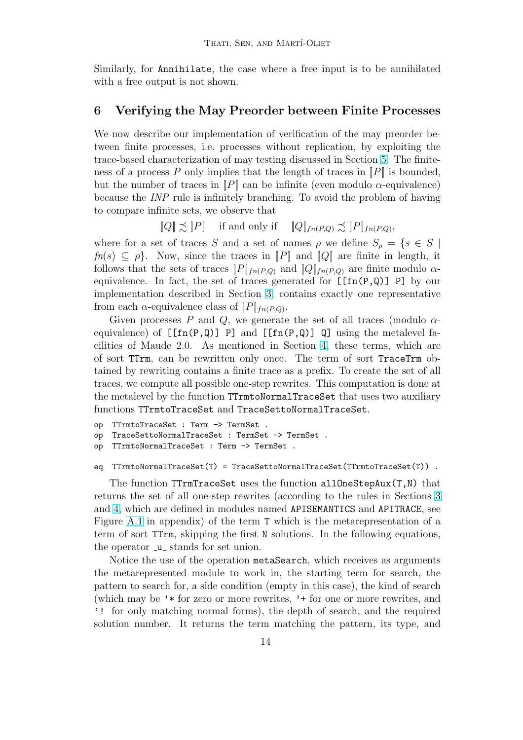Similarly, for `Annihilate`, the case where a free input is to be annihilated with a free output is not shown.

## 6 Verifying the May Preorder between Finite Processes

We now describe our implementation of verification of the may preorder between finite processes, i.e. processes without replication, by exploiting the trace-based characterization of may testing discussed in Section 5. The finiteness of a process $P$ only implies that the length of traces in $[\![P]\!]$ is bounded, but the number of traces in $[\![P]\!]$ can be infinite (even modulo $\alpha$-equivalence) because the *INP* rule is infinitely branching. To avoid the problem of having to compare infinite sets, we observe that

$$[\![Q]\!] \precsim [\![P]\!] \quad \text{if and only if} \quad [\![Q]\!]_{fn(P,Q)} \precsim [\![P]\!]_{fn(P,Q)},$$

where for a set of traces $S$ and a set of names $\rho$ we define $S_\rho = \{s \in S \mid fn(s) \subseteq \rho\}$. Now, since the traces in $[\![P]\!]$ and $[\![Q]\!]$ are finite in length, it follows that the sets of traces $[\![P]\!]_{fn(P,Q)}$ and $[\![Q]\!]_{fn(P,Q)}$ are finite modulo $\alpha$-equivalence. In fact, the set of traces generated for `[[fn(P,Q)] P]` by our implementation described in Section 3, contains exactly one representative from each $\alpha$-equivalence class of $[\![P]\!]_{fn(P,Q)}$.

Given processes $P$ and $Q$, we generate the set of all traces (modulo $\alpha$-equivalence) of `[[fn(P,Q)] P]` and `[[fn(P,Q)] Q]` using the metalevel facilities of Maude 2.0. As mentioned in Section 4, these terms, which are of sort `TTrm`, can be rewritten only once. The term of sort `TraceTrm` obtained by rewriting contains a finite trace as a prefix. To create the set of all traces, we compute all possible one-step rewrites. This computation is done at the metalevel by the function `TTrmtoNormalTraceSet` that uses two auxiliary functions `TTrmtoTraceSet` and `TraceSettoNormalTraceSet`.

```
op  TTrmtoTraceSet : Term -> TermSet .
op  TraceSettoNormalTraceSet : TermSet -> TermSet .
op  TTrmtoNormalTraceSet : Term -> TermSet .

eq  TTrmtoNormalTraceSet(T) = TraceSettoNormalTraceSet(TTrmtoTraceSet(T)) .
```

The function `TTrmTraceSet` uses the function `allOneStepAux(T,N)` that returns the set of all one-step rewrites (according to the rules in Sections 3 and 4, which are defined in modules named `APISEMANTICS` and `APITRACE`, see Figure A.1 in appendix) of the term `T` which is the metarepresentation of a term of sort `TTrm`, skipping the first `N` solutions. In the following equations, the operator `_u_` stands for set union.

Notice the use of the operation `metaSearch`, which receives as arguments the metarepresented module to work in, the starting term for search, the pattern to search for, a side condition (empty in this case), the kind of search (which may be `'*` for zero or more rewrites, `'+` for one or more rewrites, and `'!` for only matching normal forms), the depth of search, and the required solution number. It returns the term matching the pattern, its type, and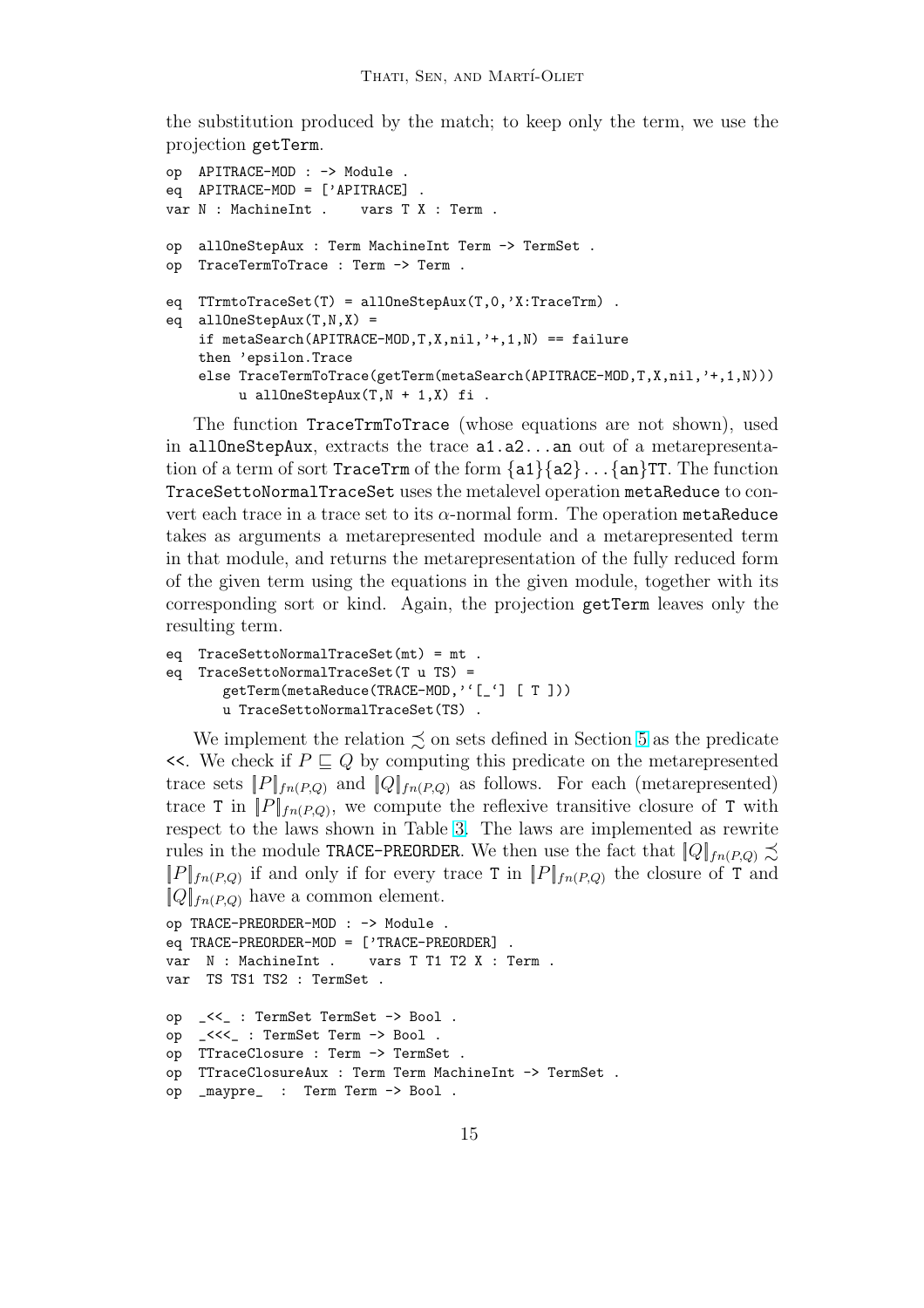the substitution produced by the match; to keep only the term, we use the projection getTerm.

```
op  APITRACE-MOD : -> Module .
eq  APITRACE-MOD = ['APITRACE] .
var N : MachineInt .    vars T X : Term .

op  allOneStepAux : Term MachineInt Term -> TermSet .
op  TraceTermToTrace : Term -> Term .

eq  TTrmtoTraceSet(T) = allOneStepAux(T,0,'X:TraceTrm) .
eq  allOneStepAux(T,N,X) =
    if metaSearch(APITRACE-MOD,T,X,nil,'+,1,N) == failure
    then 'epsilon.Trace
    else TraceTermToTrace(getTerm(metaSearch(APITRACE-MOD,T,X,nil,'+,1,N)))
         u allOneStepAux(T,N + 1,X) fi .
```

The function TraceTrmToTrace (whose equations are not shown), used in allOneStepAux, extracts the trace a1.a2...an out of a metarepresentation of a term of sort TraceTrm of the form {a1}{a2}...{an}TT. The function TraceSettoNormalTraceSet uses the metalevel operation metaReduce to convert each trace in a trace set to its $\alpha$-normal form. The operation metaReduce takes as arguments a metarepresented module and a metarepresented term in that module, and returns the metarepresentation of the fully reduced form of the given term using the equations in the given module, together with its corresponding sort or kind. Again, the projection getTerm leaves only the resulting term.

```
eq  TraceSettoNormalTraceSet(mt) = mt .
eq  TraceSettoNormalTraceSet(T u TS) =
      getTerm(metaReduce(TRACE-MOD,'`[_`] [ T ]))
      u TraceSettoNormalTraceSet(TS) .
```

We implement the relation $\precsim$ on sets defined in Section 5 as the predicate <<. We check if $P \sqsubseteq Q$ by computing this predicate on the metarepresented trace sets $[\![P]\!]_{fn(P,Q)}$ and $[\![Q]\!]_{fn(P,Q)}$ as follows. For each (metarepresented) trace T in $[\![P]\!]_{fn(P,Q)}$, we compute the reflexive transitive closure of T with respect to the laws shown in Table 3. The laws are implemented as rewrite rules in the module TRACE-PREORDER. We then use the fact that $[\![Q]\!]_{fn(P,Q)} \precsim [\![P]\!]_{fn(P,Q)}$ if and only if for every trace T in $[\![P]\!]_{fn(P,Q)}$ the closure of T and $[\![Q]\!]_{fn(P,Q)}$ have a common element.

```
op TRACE-PREORDER-MOD : -> Module .
eq TRACE-PREORDER-MOD = ['TRACE-PREORDER] .
var  N : MachineInt .    vars T T1 T2 X : Term .
var  TS TS1 TS2 : TermSet .

op   _<<_ : TermSet TermSet -> Bool .
op   _<<<_ : TermSet Term -> Bool .
op   TTraceClosure : Term -> TermSet .
op   TTraceClosureAux : Term Term MachineInt -> TermSet .
op   _maypre_  :  Term Term -> Bool .
```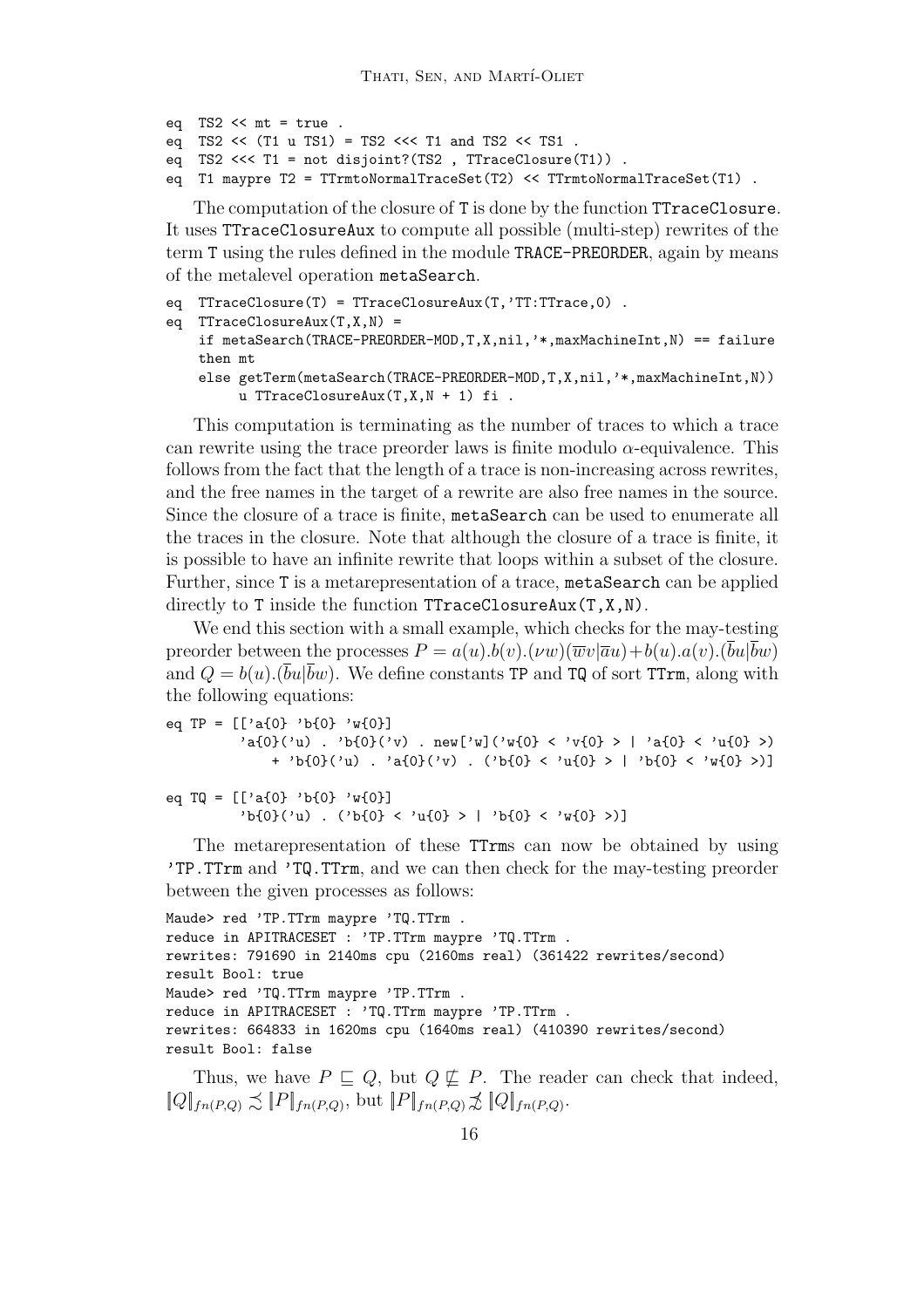```
eq  TS2 << mt = true .
eq  TS2 << (T1 u TS1) = TS2 <<< T1 and TS2 << TS1 .
eq  TS2 <<< T1 = not disjoint?(TS2 , TTraceClosure(T1)) .
eq  T1 maypre T2 = TTrmtoNormalTraceSet(T2) << TTrmtoNormalTraceSet(T1) .
```

The computation of the closure of `T` is done by the function `TTraceClosure`. It uses `TTraceClosureAux` to compute all possible (multi-step) rewrites of the term `T` using the rules defined in the module `TRACE-PREORDER`, again by means of the metalevel operation `metaSearch`.

```
eq  TTraceClosure(T) = TTraceClosureAux(T,'TT:TTrace,0) .
eq  TTraceClosureAux(T,X,N) =
    if metaSearch(TRACE-PREORDER-MOD,T,X,nil,'*,maxMachineInt,N) == failure
    then mt
    else getTerm(metaSearch(TRACE-PREORDER-MOD,T,X,nil,'*,maxMachineInt,N))
         u TTraceClosureAux(T,X,N + 1) fi .
```

This computation is terminating as the number of traces to which a trace can rewrite using the trace preorder laws is finite modulo $\alpha$-equivalence. This follows from the fact that the length of a trace is non-increasing across rewrites, and the free names in the target of a rewrite are also free names in the source. Since the closure of a trace is finite, `metaSearch` can be used to enumerate all the traces in the closure. Note that although the closure of a trace is finite, it is possible to have an infinite rewrite that loops within a subset of the closure. Further, since `T` is a metarepresentation of a trace, `metaSearch` can be applied directly to `T` inside the function `TTraceClosureAux(T,X,N)`.

We end this section with a small example, which checks for the may-testing preorder between the processes $P = a(u).b(v).(\nu w)(\overline{w}v|\overline{a}u)+b(u).a(v).(\overline{b}u|\overline{b}w)$ and $Q = b(u).(\overline{b}u|\overline{b}w)$. We define constants `TP` and `TQ` of sort `TTrm`, along with the following equations:

```
eq TP = [['a{0} 'b{0} 'w{0}]
         'a{0}('u) . 'b{0}('v) . new['w]('w{0} < 'v{0} > | 'a{0} < 'u{0} >)
             + 'b{0}('u) . 'a{0}('v) . ('b{0} < 'u{0} > | 'b{0} < 'w{0} >)]

eq TQ = [['a{0} 'b{0} 'w{0}]
         'b{0}('u) . ('b{0} < 'u{0} > | 'b{0} < 'w{0} >)]
```

The metarepresentation of these `TTrm`s can now be obtained by using `'TP.TTrm` and `'TQ.TTrm`, and we can then check for the may-testing preorder between the given processes as follows:

```
Maude> red 'TP.TTrm maypre 'TQ.TTrm .
reduce in APITRACESET : 'TP.TTrm maypre 'TQ.TTrm .
rewrites: 791690 in 2140ms cpu (2160ms real) (361422 rewrites/second)
result Bool: true
Maude> red 'TQ.TTrm maypre 'TP.TTrm .
reduce in APITRACESET : 'TQ.TTrm maypre 'TP.TTrm .
rewrites: 664833 in 1620ms cpu (1640ms real) (410390 rewrites/second)
result Bool: false
```

Thus, we have $P \sqsubseteq Q$, but $Q \not\sqsubseteq P$. The reader can check that indeed, $[\![Q]\!]_{fn(P,Q)} \precsim [\![P]\!]_{fn(P,Q)}$, but $[\![P]\!]_{fn(P,Q)} \not\precsim [\![Q]\!]_{fn(P,Q)}$.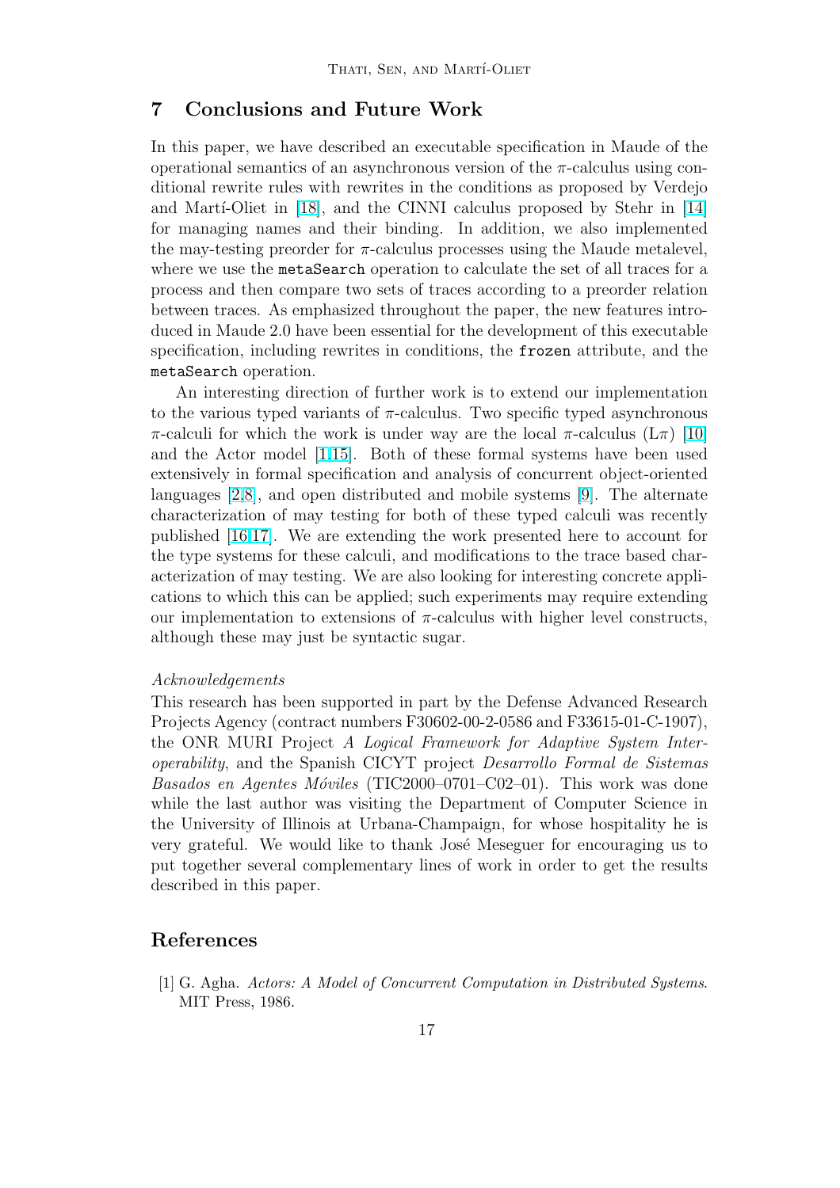## 7 Conclusions and Future Work

In this paper, we have described an executable specification in Maude of the operational semantics of an asynchronous version of the $\pi$-calculus using conditional rewrite rules with rewrites in the conditions as proposed by Verdejo and Martí-Oliet in [18], and the CINNI calculus proposed by Stehr in [14] for managing names and their binding. In addition, we also implemented the may-testing preorder for $\pi$-calculus processes using the Maude metalevel, where we use the `metaSearch` operation to calculate the set of all traces for a process and then compare two sets of traces according to a preorder relation between traces. As emphasized throughout the paper, the new features introduced in Maude 2.0 have been essential for the development of this executable specification, including rewrites in conditions, the `frozen` attribute, and the `metaSearch` operation.

An interesting direction of further work is to extend our implementation to the various typed variants of $\pi$-calculus. Two specific typed asynchronous $\pi$-calculi for which the work is under way are the local $\pi$-calculus (L$\pi$) [10] and the Actor model [1,15]. Both of these formal systems have been used extensively in formal specification and analysis of concurrent object-oriented languages [2,8], and open distributed and mobile systems [9]. The alternate characterization of may testing for both of these typed calculi was recently published [16,17]. We are extending the work presented here to account for the type systems for these calculi, and modifications to the trace based characterization of may testing. We are also looking for interesting concrete applications to which this can be applied; such experiments may require extending our implementation to extensions of $\pi$-calculus with higher level constructs, although these may just be syntactic sugar.

*Acknowledgements*

This research has been supported in part by the Defense Advanced Research Projects Agency (contract numbers F30602-00-2-0586 and F33615-01-C-1907), the ONR MURI Project *A Logical Framework for Adaptive System Interoperability*, and the Spanish CICYT project *Desarrollo Formal de Sistemas Basados en Agentes Móviles* (TIC2000–0701–C02–01). This work was done while the last author was visiting the Department of Computer Science in the University of Illinois at Urbana-Champaign, for whose hospitality he is very grateful. We would like to thank José Meseguer for encouraging us to put together several complementary lines of work in order to get the results described in this paper.

## References

[1] G. Agha. *Actors: A Model of Concurrent Computation in Distributed Systems*. MIT Press, 1986.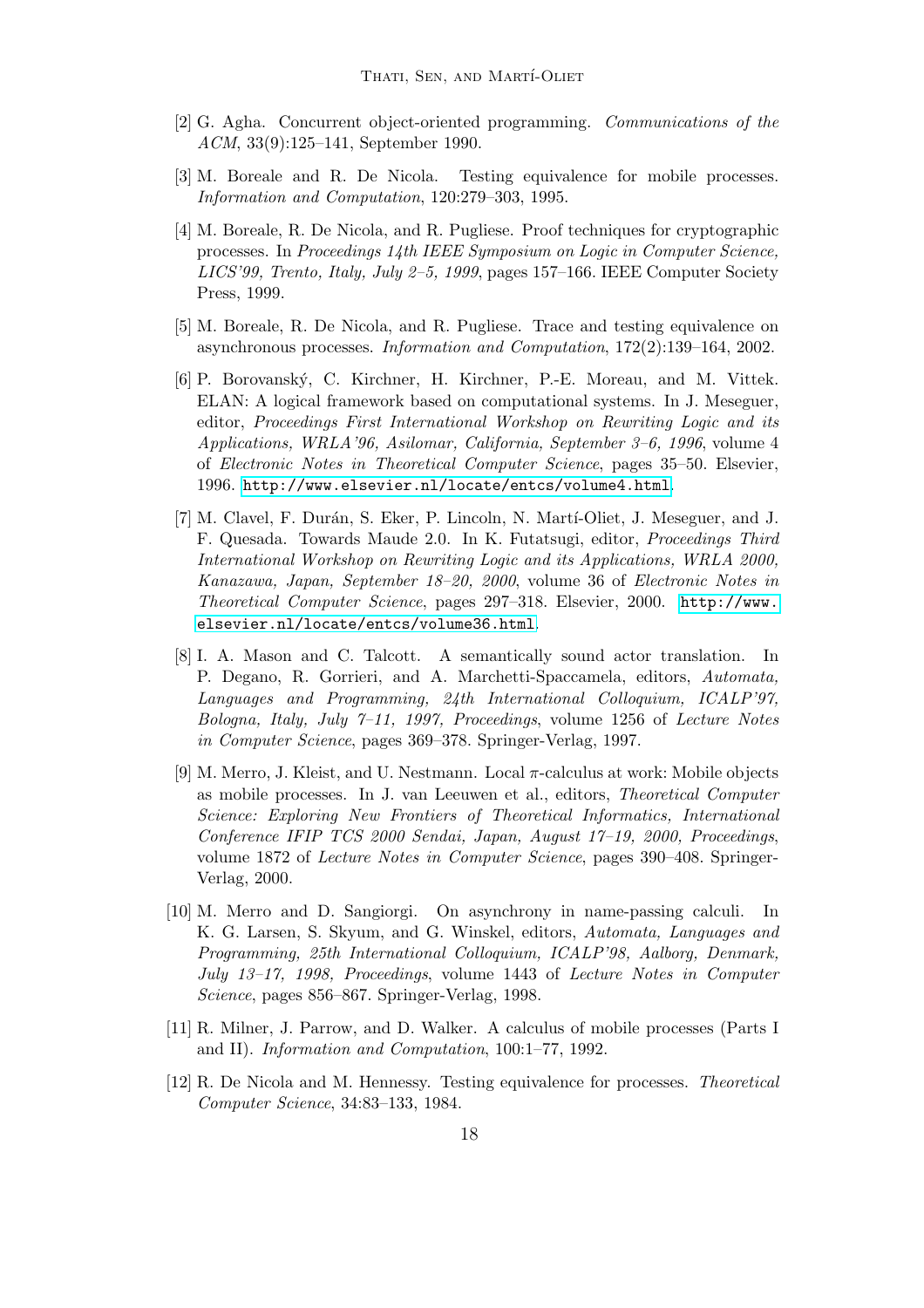[2] G. Agha. Concurrent object-oriented programming. *Communications of the ACM*, 33(9):125–141, September 1990.

[3] M. Boreale and R. De Nicola. Testing equivalence for mobile processes. *Information and Computation*, 120:279–303, 1995.

[4] M. Boreale, R. De Nicola, and R. Pugliese. Proof techniques for cryptographic processes. In *Proceedings 14th IEEE Symposium on Logic in Computer Science, LICS'99, Trento, Italy, July 2–5, 1999*, pages 157–166. IEEE Computer Society Press, 1999.

[5] M. Boreale, R. De Nicola, and R. Pugliese. Trace and testing equivalence on asynchronous processes. *Information and Computation*, 172(2):139–164, 2002.

[6] P. Borovanský, C. Kirchner, H. Kirchner, P.-E. Moreau, and M. Vittek. ELAN: A logical framework based on computational systems. In J. Meseguer, editor, *Proceedings First International Workshop on Rewriting Logic and its Applications, WRLA'96, Asilomar, California, September 3–6, 1996*, volume 4 of *Electronic Notes in Theoretical Computer Science*, pages 35–50. Elsevier, 1996. `http://www.elsevier.nl/locate/entcs/volume4.html`.

[7] M. Clavel, F. Durán, S. Eker, P. Lincoln, N. Martí-Oliet, J. Meseguer, and J. F. Quesada. Towards Maude 2.0. In K. Futatsugi, editor, *Proceedings Third International Workshop on Rewriting Logic and its Applications, WRLA 2000, Kanazawa, Japan, September 18–20, 2000*, volume 36 of *Electronic Notes in Theoretical Computer Science*, pages 297–318. Elsevier, 2000. `http://www.elsevier.nl/locate/entcs/volume36.html`.

[8] I. A. Mason and C. Talcott. A semantically sound actor translation. In P. Degano, R. Gorrieri, and A. Marchetti-Spaccamela, editors, *Automata, Languages and Programming, 24th International Colloquium, ICALP'97, Bologna, Italy, July 7–11, 1997, Proceedings*, volume 1256 of *Lecture Notes in Computer Science*, pages 369–378. Springer-Verlag, 1997.

[9] M. Merro, J. Kleist, and U. Nestmann. Local $\pi$-calculus at work: Mobile objects as mobile processes. In J. van Leeuwen et al., editors, *Theoretical Computer Science: Exploring New Frontiers of Theoretical Informatics, International Conference IFIP TCS 2000 Sendai, Japan, August 17–19, 2000, Proceedings*, volume 1872 of *Lecture Notes in Computer Science*, pages 390–408. Springer-Verlag, 2000.

[10] M. Merro and D. Sangiorgi. On asynchrony in name-passing calculi. In K. G. Larsen, S. Skyum, and G. Winskel, editors, *Automata, Languages and Programming, 25th International Colloquium, ICALP'98, Aalborg, Denmark, July 13–17, 1998, Proceedings*, volume 1443 of *Lecture Notes in Computer Science*, pages 856–867. Springer-Verlag, 1998.

[11] R. Milner, J. Parrow, and D. Walker. A calculus of mobile processes (Parts I and II). *Information and Computation*, 100:1–77, 1992.

[12] R. De Nicola and M. Hennessy. Testing equivalence for processes. *Theoretical Computer Science*, 34:83–133, 1984.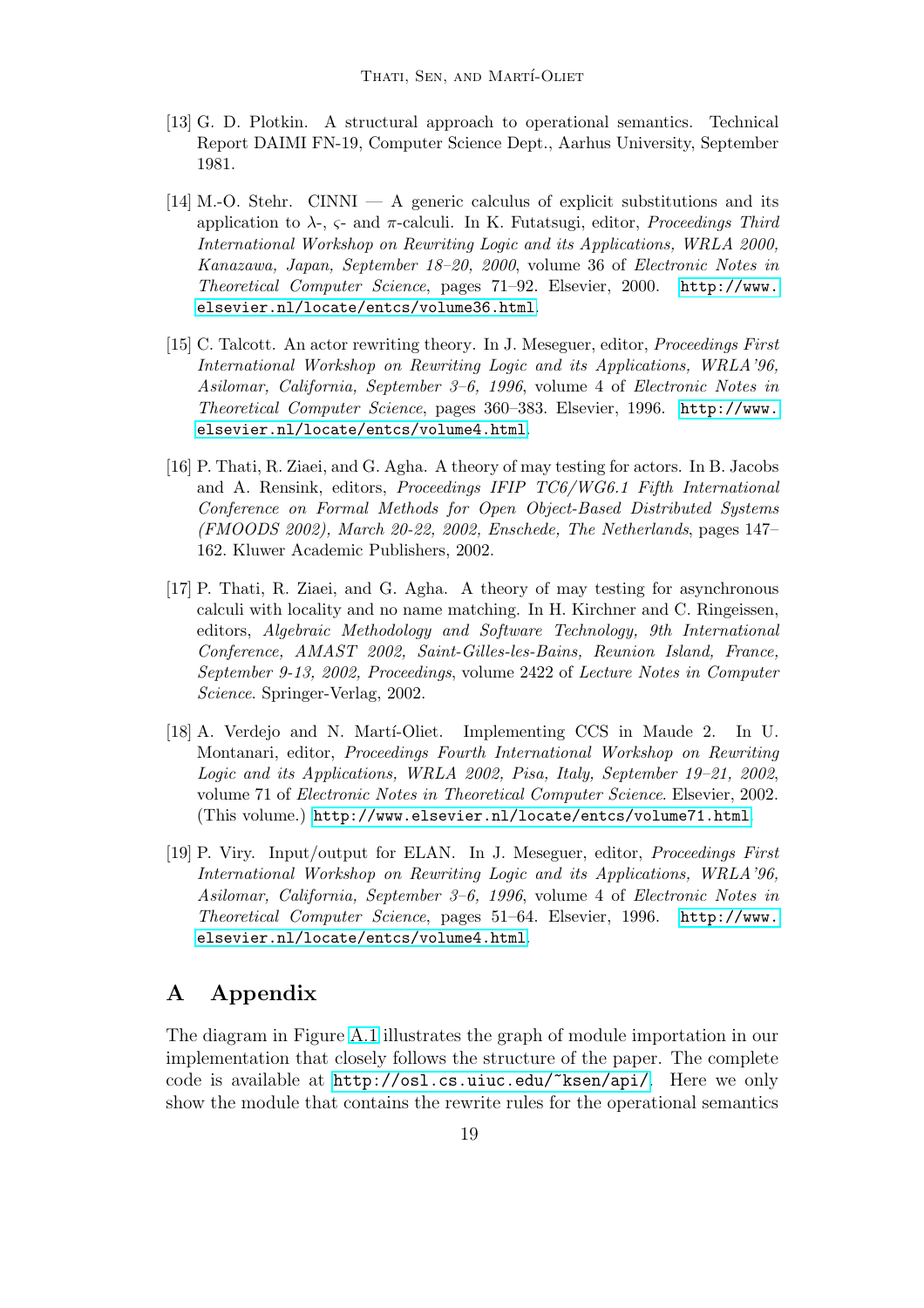[13] G. D. Plotkin. A structural approach to operational semantics. Technical Report DAIMI FN-19, Computer Science Dept., Aarhus University, September 1981.

[14] M.-O. Stehr. CINNI — A generic calculus of explicit substitutions and its application to $\lambda$-, $\varsigma$- and $\pi$-calculi. In K. Futatsugi, editor, *Proceedings Third International Workshop on Rewriting Logic and its Applications, WRLA 2000, Kanazawa, Japan, September 18–20, 2000*, volume 36 of *Electronic Notes in Theoretical Computer Science*, pages 71–92. Elsevier, 2000. http://www.elsevier.nl/locate/entcs/volume36.html.

[15] C. Talcott. An actor rewriting theory. In J. Meseguer, editor, *Proceedings First International Workshop on Rewriting Logic and its Applications, WRLA'96, Asilomar, California, September 3–6, 1996*, volume 4 of *Electronic Notes in Theoretical Computer Science*, pages 360–383. Elsevier, 1996. http://www.elsevier.nl/locate/entcs/volume4.html.

[16] P. Thati, R. Ziaei, and G. Agha. A theory of may testing for actors. In B. Jacobs and A. Rensink, editors, *Proceedings IFIP TC6/WG6.1 Fifth International Conference on Formal Methods for Open Object-Based Distributed Systems (FMOODS 2002), March 20-22, 2002, Enschede, The Netherlands*, pages 147–162. Kluwer Academic Publishers, 2002.

[17] P. Thati, R. Ziaei, and G. Agha. A theory of may testing for asynchronous calculi with locality and no name matching. In H. Kirchner and C. Ringeissen, editors, *Algebraic Methodology and Software Technology, 9th International Conference, AMAST 2002, Saint-Gilles-les-Bains, Reunion Island, France, September 9-13, 2002, Proceedings*, volume 2422 of *Lecture Notes in Computer Science*. Springer-Verlag, 2002.

[18] A. Verdejo and N. Martí-Oliet. Implementing CCS in Maude 2. In U. Montanari, editor, *Proceedings Fourth International Workshop on Rewriting Logic and its Applications, WRLA 2002, Pisa, Italy, September 19–21, 2002*, volume 71 of *Electronic Notes in Theoretical Computer Science*. Elsevier, 2002. (This volume.) http://www.elsevier.nl/locate/entcs/volume71.html.

[19] P. Viry. Input/output for ELAN. In J. Meseguer, editor, *Proceedings First International Workshop on Rewriting Logic and its Applications, WRLA'96, Asilomar, California, September 3–6, 1996*, volume 4 of *Electronic Notes in Theoretical Computer Science*, pages 51–64. Elsevier, 1996. http://www.elsevier.nl/locate/entcs/volume4.html.

# A Appendix

The diagram in Figure A.1 illustrates the graph of module importation in our implementation that closely follows the structure of the paper. The complete code is available at http://osl.cs.uiuc.edu/~ksen/api/. Here we only show the module that contains the rewrite rules for the operational semantics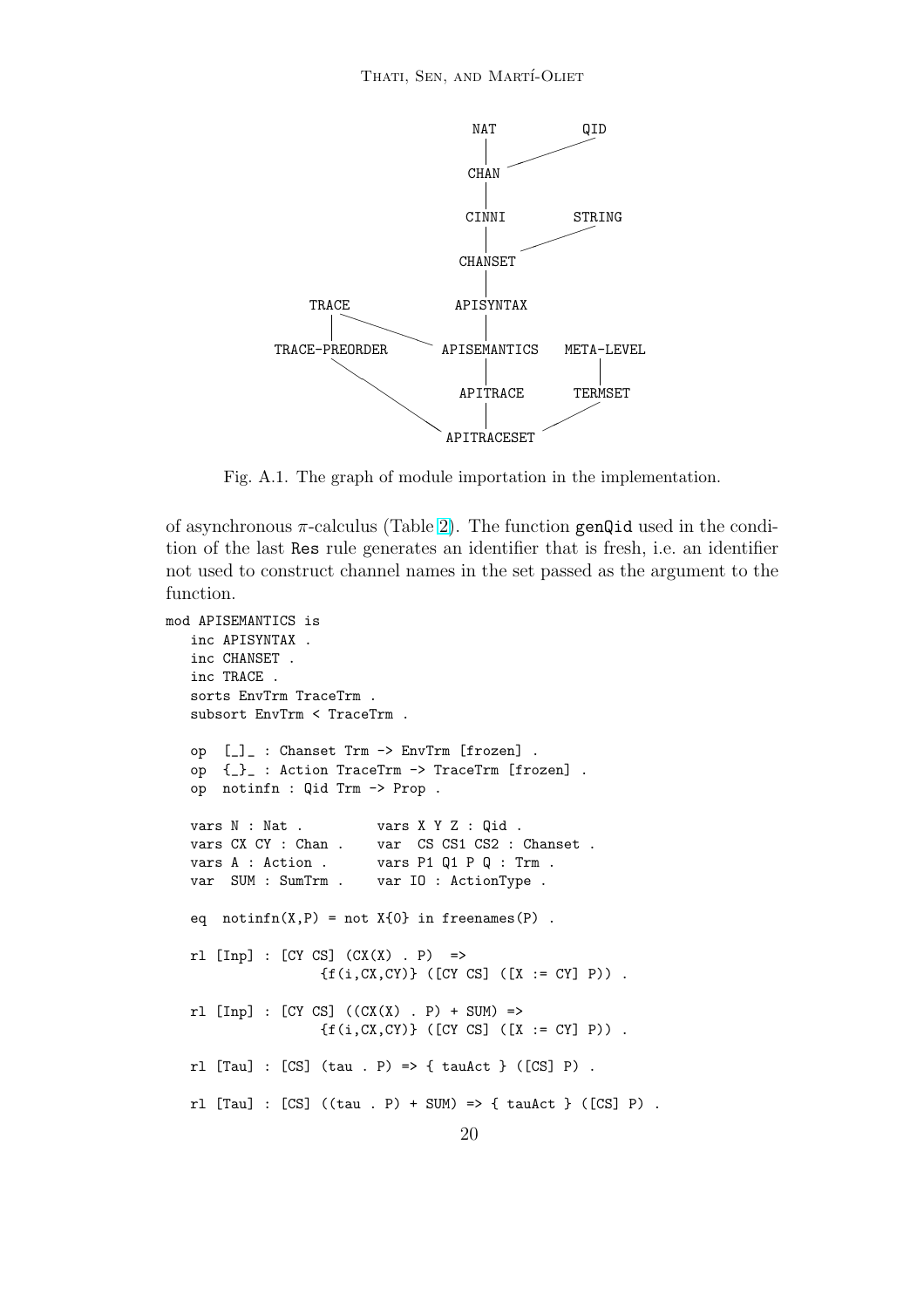```
                      NAT        QID
                       |        /
                      CHAN ----
                       |
                     CINNI      STRING
                       |        /
                    CHANSET ----
                       |
   TRACE           APISYNTAX
     |      \          |
TRACE-PREORDER    APISEMANTICS   META-LEVEL
        \              |             |
         \         APITRACE       TERMSET
          \            |         /
           -------- APITRACESET --
```

Fig. A.1. The graph of module importation in the implementation.

of asynchronous $\pi$-calculus (Table 2). The function `genQid` used in the condition of the last `Res` rule generates an identifier that is fresh, i.e. an identifier not used to construct channel names in the set passed as the argument to the function.

```
mod APISEMANTICS is
   inc APISYNTAX .
   inc CHANSET .
   inc TRACE .
   sorts EnvTrm TraceTrm .
   subsort EnvTrm < TraceTrm .

   op  [_]_ : Chanset Trm -> EnvTrm [frozen] .
   op  {_}_ : Action TraceTrm -> TraceTrm [frozen] .
   op  notinfn : Qid Trm -> Prop .

   vars N : Nat .          vars X Y Z : Qid .
   vars CX CY : Chan .     var  CS CS1 CS2 : Chanset .
   vars A : Action .       vars P1 Q1 P Q : Trm .
   var  SUM : SumTrm .     var IO : ActionType .

   eq  notinfn(X,P) = not X{0} in freenames(P) .

   rl [Inp] : [CY CS] (CX(X) . P)  =>
                  {f(i,CX,CY)} ([CY CS] ([X := CY] P)) .

   rl [Inp] : [CY CS] ((CX(X) . P) + SUM) =>
                  {f(i,CX,CY)} ([CY CS] ([X := CY] P)) .

   rl [Tau] : [CS] (tau . P) => { tauAct } ([CS] P) .

   rl [Tau] : [CS] ((tau . P) + SUM) => { tauAct } ([CS] P) .
```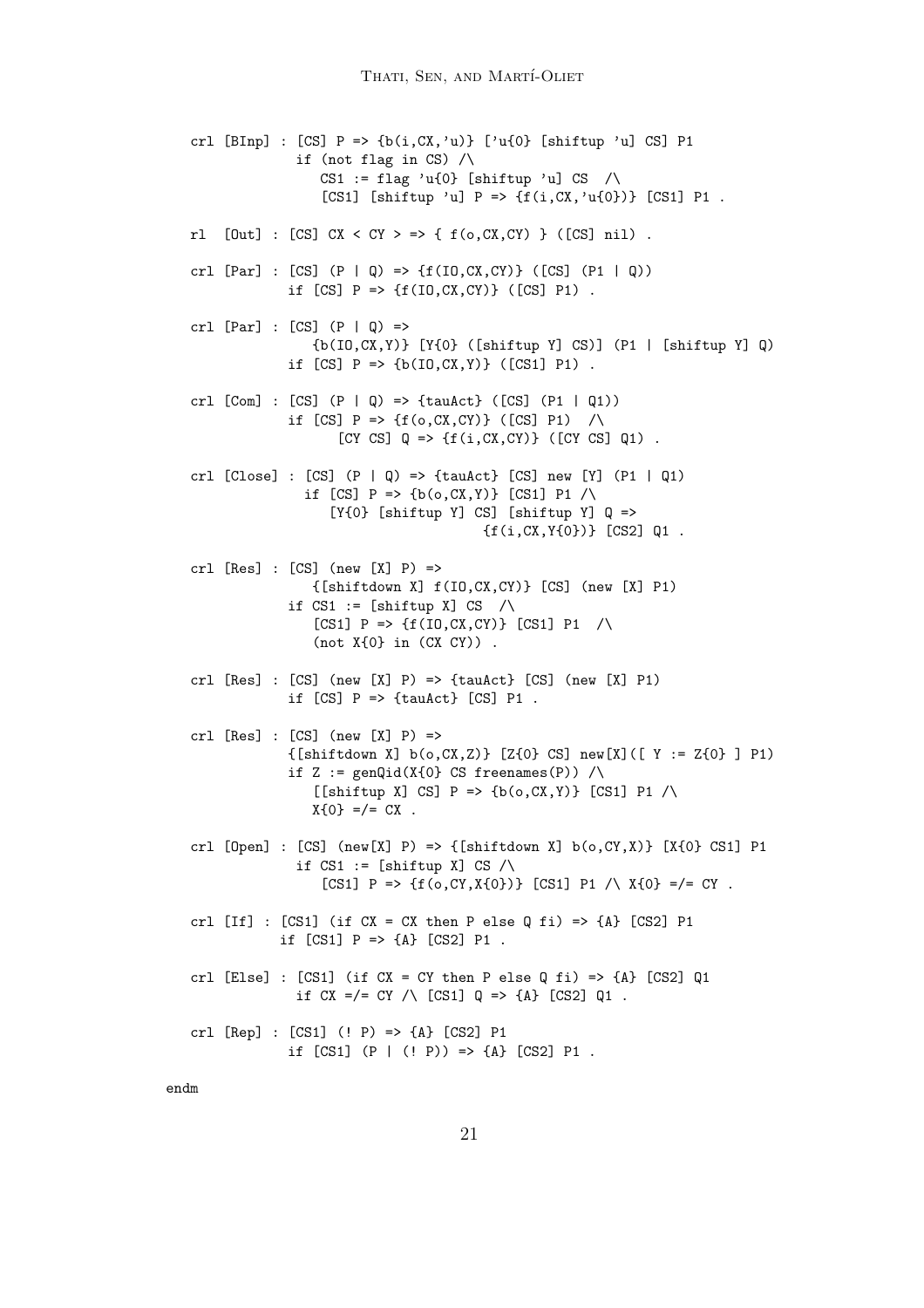```
crl [BInp] : [CS] P => {b(i,CX,'u)} ['u{0} [shiftup 'u] CS] P1
             if (not flag in CS) /\
                CS1 := flag 'u{0} [shiftup 'u] CS  /\
                [CS1] [shiftup 'u] P => {f(i,CX,'u{0})} [CS1] P1 .

rl  [Out] : [CS] CX < CY > => { f(o,CX,CY) } ([CS] nil) .

crl [Par] : [CS] (P | Q) => {f(IO,CX,CY)} ([CS] (P1 | Q))
            if [CS] P => {f(IO,CX,CY)} ([CS] P1) .

crl [Par] : [CS] (P | Q) =>
               {b(IO,CX,Y)} [Y{0} ([shiftup Y] CS)] (P1 | [shiftup Y] Q)
            if [CS] P => {b(IO,CX,Y)} ([CS1] P1) .

crl [Com] : [CS] (P | Q) => {tauAct} ([CS] (P1 | Q1))
            if [CS] P => {f(o,CX,CY)} ([CS] P1)  /\
                  [CY CS] Q => {f(i,CX,CY)} ([CY CS] Q1) .

crl [Close] : [CS] (P | Q) => {tauAct} [CS] new [Y] (P1 | Q1)
              if [CS] P => {b(o,CX,Y)} [CS1] P1 /\
                 [Y{0} [shiftup Y] CS] [shiftup Y] Q =>
                                    {f(i,CX,Y{0})} [CS2] Q1 .

crl [Res] : [CS] (new [X] P) =>
               {[shiftdown X] f(IO,CX,CY)} [CS] (new [X] P1)
            if CS1 := [shiftup X] CS  /\
               [CS1] P => {f(IO,CX,CY)} [CS1] P1  /\
               (not X{0} in (CX CY)) .

crl [Res] : [CS] (new [X] P) => {tauAct} [CS] (new [X] P1)
            if [CS] P => {tauAct} [CS] P1 .

crl [Res] : [CS] (new [X] P) =>
            {[shiftdown X] b(o,CX,Z)} [Z{0} CS] new[X]([ Y := Z{0} ] P1)
            if Z := genQid(X{0} CS freenames(P)) /\
               [[shiftup X] CS] P => {b(o,CX,Y)} [CS1] P1 /\
               X{0} =/= CX .

crl [Open] : [CS] (new[X] P) => {[shiftdown X] b(o,CY,X)} [X{0} CS1] P1
             if CS1 := [shiftup X] CS /\
                [CS1] P => {f(o,CY,X{0})} [CS1] P1 /\ X{0} =/= CY .

crl [If] : [CS1] (if CX = CX then P else Q fi) => {A} [CS2] P1
           if [CS1] P => {A} [CS2] P1 .

crl [Else] : [CS1] (if CX = CY then P else Q fi) => {A} [CS2] Q1
             if CX =/= CY /\ [CS1] Q => {A} [CS2] Q1 .

crl [Rep] : [CS1] (! P) => {A} [CS2] P1
            if [CS1] (P | (! P)) => {A} [CS2] P1 .

endm
```